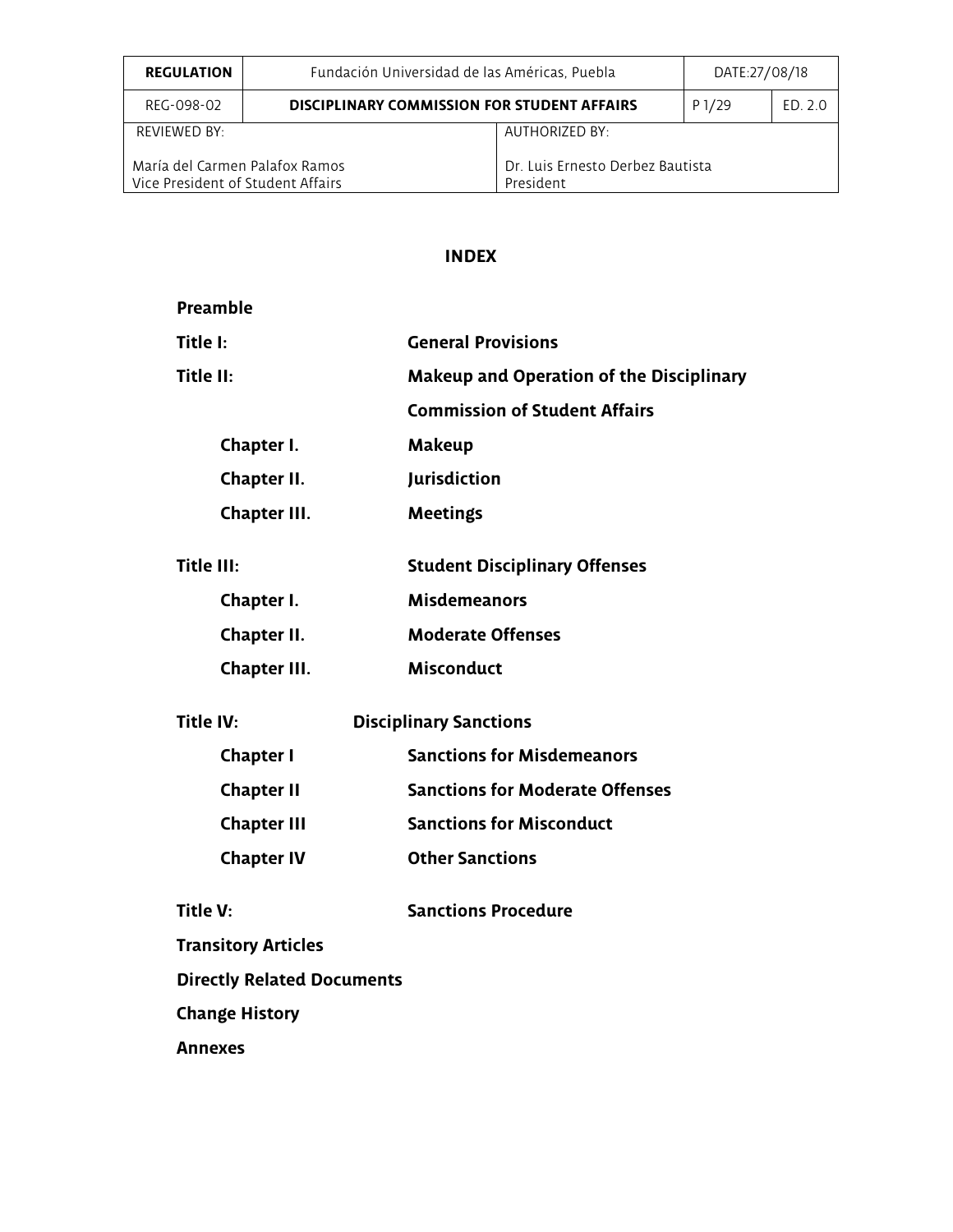| REGULATION | Fundación Universidad de las Américas, Puebla | | DATE:27/08/18 | |
|---|---|---|---|---|
| REG-098-02 | DISCIPLINARY COMMISSION FOR STUDENT AFFAIRS | | P 1/29 | ED. 2.0 |
| REVIEWED BY:<br><br>María del Carmen Palafox Ramos<br>Vice President of Student Affairs | | AUTHORIZED BY:<br><br>Dr. Luis Ernesto Derbez Bautista<br>President | | |

## INDEX

**Preamble**

| | |
|---|---|
| **Title I:** | **General Provisions** |
| **Title II:** | **Makeup and Operation of the Disciplinary Commission of Student Affairs** |
| **Chapter I.** | **Makeup** |
| **Chapter II.** | **Jurisdiction** |
| **Chapter III.** | **Meetings** |
| **Title III:** | **Student Disciplinary Offenses** |
| **Chapter I.** | **Misdemeanors** |
| **Chapter II.** | **Moderate Offenses** |
| **Chapter III.** | **Misconduct** |
| **Title IV:** | **Disciplinary Sanctions** |
| **Chapter I** | **Sanctions for Misdemeanors** |
| **Chapter II** | **Sanctions for Moderate Offenses** |
| **Chapter III** | **Sanctions for Misconduct** |
| **Chapter IV** | **Other Sanctions** |
| **Title V:** | **Sanctions Procedure** |

**Transitory Articles**

**Directly Related Documents**

**Change History**

**Annexes**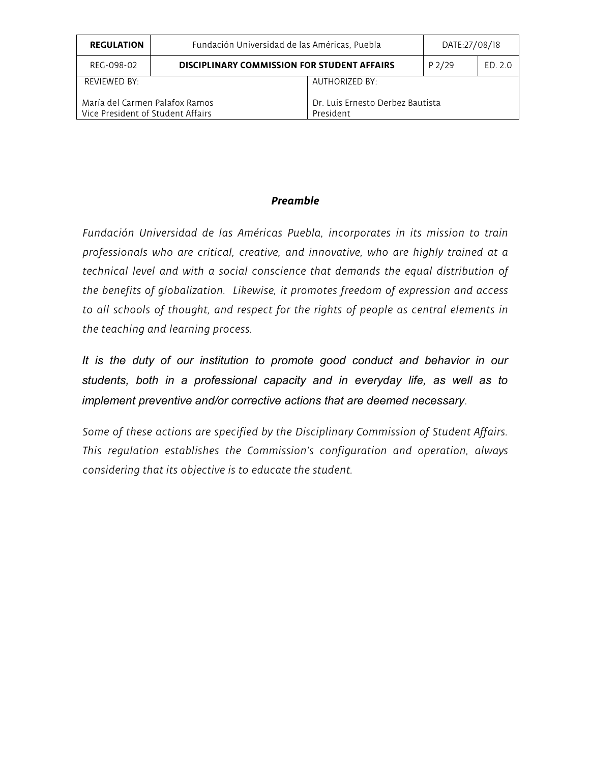***Preamble***

*Fundación Universidad de las Américas Puebla, incorporates in its mission to train professionals who are critical, creative, and innovative, who are highly trained at a technical level and with a social conscience that demands the equal distribution of the benefits of globalization. Likewise, it promotes freedom of expression and access to all schools of thought, and respect for the rights of people as central elements in the teaching and learning process.*

*It is the duty of our institution to promote good conduct and behavior in our students, both in a professional capacity and in everyday life, as well as to implement preventive and/or corrective actions that are deemed necessary.*

*Some of these actions are specified by the Disciplinary Commission of Student Affairs. This regulation establishes the Commission's configuration and operation, always considering that its objective is to educate the student.*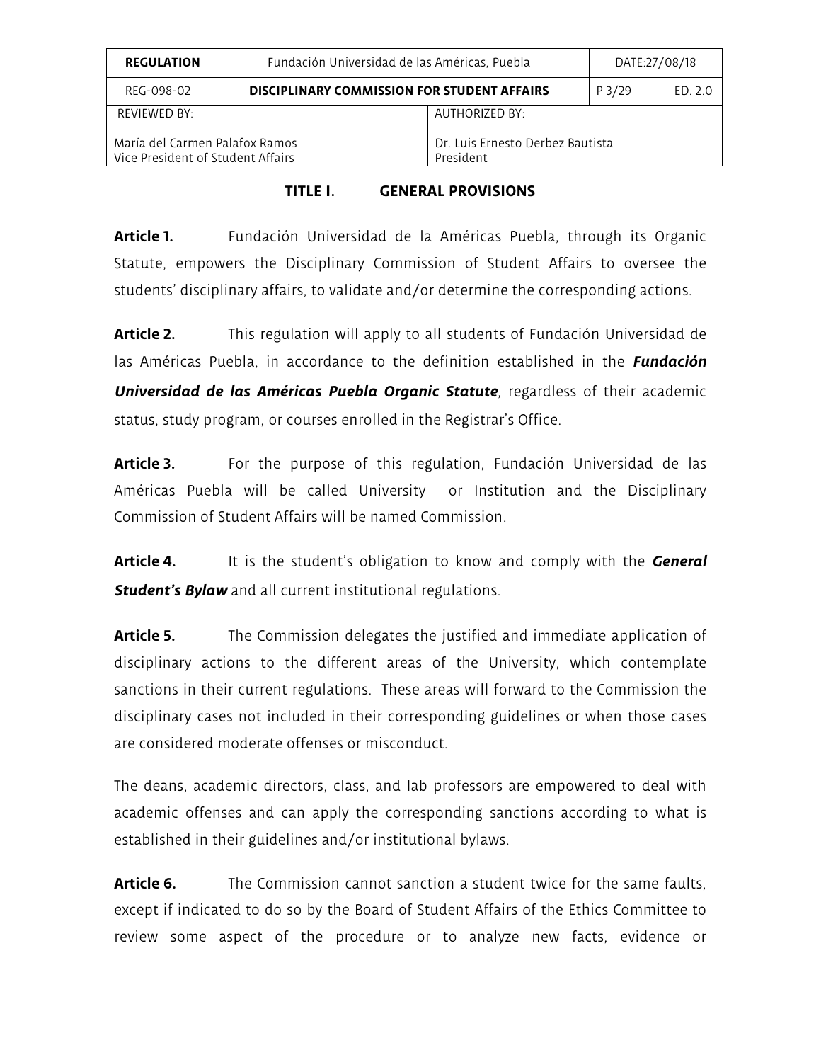## TITLE I. GENERAL PROVISIONS

**Article 1.** Fundación Universidad de la Américas Puebla, through its Organic Statute, empowers the Disciplinary Commission of Student Affairs to oversee the students' disciplinary affairs, to validate and/or determine the corresponding actions.

**Article 2.** This regulation will apply to all students of Fundación Universidad de las Américas Puebla, in accordance to the definition established in the ***Fundación Universidad de las Américas Puebla Organic Statute***, regardless of their academic status, study program, or courses enrolled in the Registrar's Office.

**Article 3.** For the purpose of this regulation, Fundación Universidad de las Américas Puebla will be called University or Institution and the Disciplinary Commission of Student Affairs will be named Commission.

**Article 4.** It is the student's obligation to know and comply with the ***General Student's Bylaw*** and all current institutional regulations.

**Article 5.** The Commission delegates the justified and immediate application of disciplinary actions to the different areas of the University, which contemplate sanctions in their current regulations. These areas will forward to the Commission the disciplinary cases not included in their corresponding guidelines or when those cases are considered moderate offenses or misconduct.

The deans, academic directors, class, and lab professors are empowered to deal with academic offenses and can apply the corresponding sanctions according to what is established in their guidelines and/or institutional bylaws.

**Article 6.** The Commission cannot sanction a student twice for the same faults, except if indicated to do so by the Board of Student Affairs of the Ethics Committee to review some aspect of the procedure or to analyze new facts, evidence or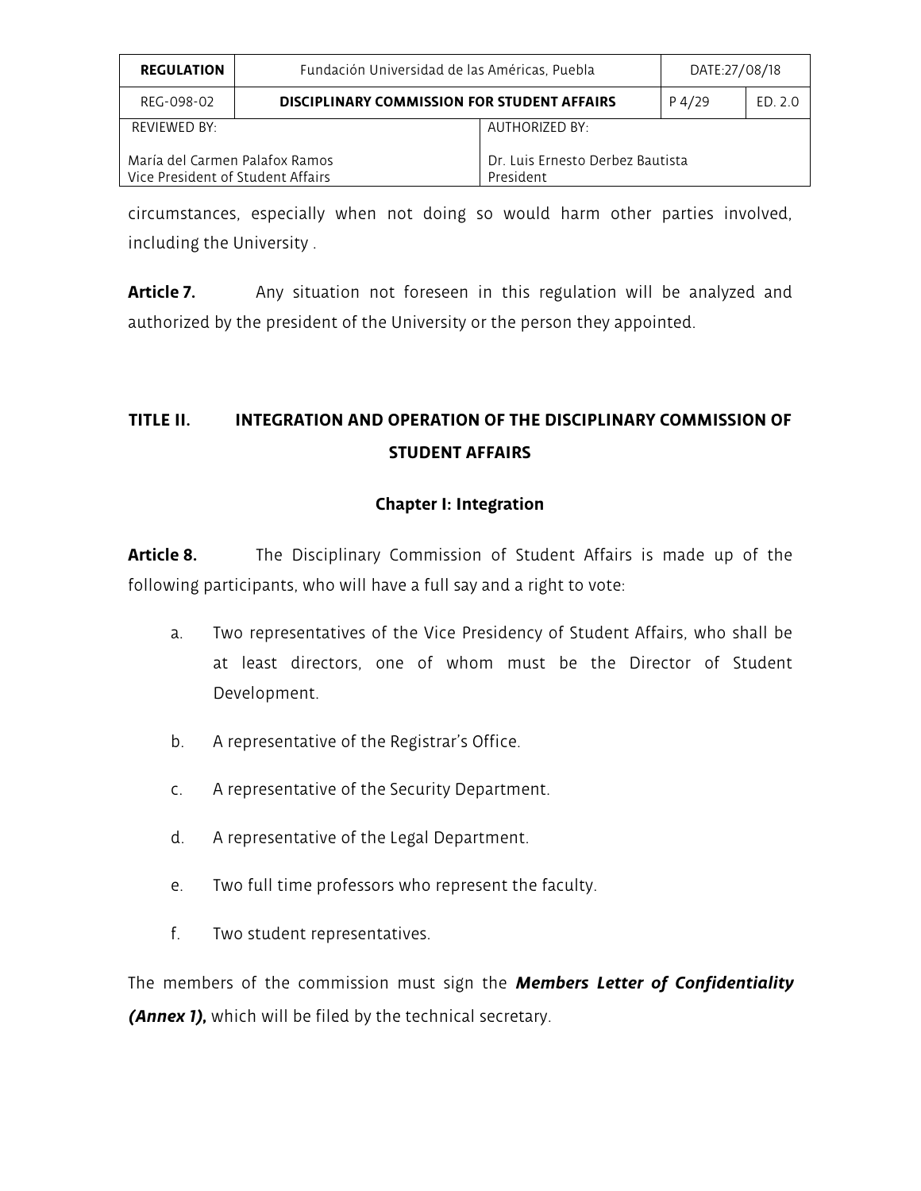circumstances, especially when not doing so would harm other parties involved, including the University .

**Article 7.** Any situation not foreseen in this regulation will be analyzed and authorized by the president of the University or the person they appointed.

## TITLE II. INTEGRATION AND OPERATION OF THE DISCIPLINARY COMMISSION OF STUDENT AFFAIRS

### Chapter I: Integration

**Article 8.** The Disciplinary Commission of Student Affairs is made up of the following participants, who will have a full say and a right to vote:

a. Two representatives of the Vice Presidency of Student Affairs, who shall be at least directors, one of whom must be the Director of Student Development.

b. A representative of the Registrar's Office.

c. A representative of the Security Department.

d. A representative of the Legal Department.

e. Two full time professors who represent the faculty.

f. Two student representatives.

The members of the commission must sign the ***Members Letter of Confidentiality (Annex 1),*** which will be filed by the technical secretary.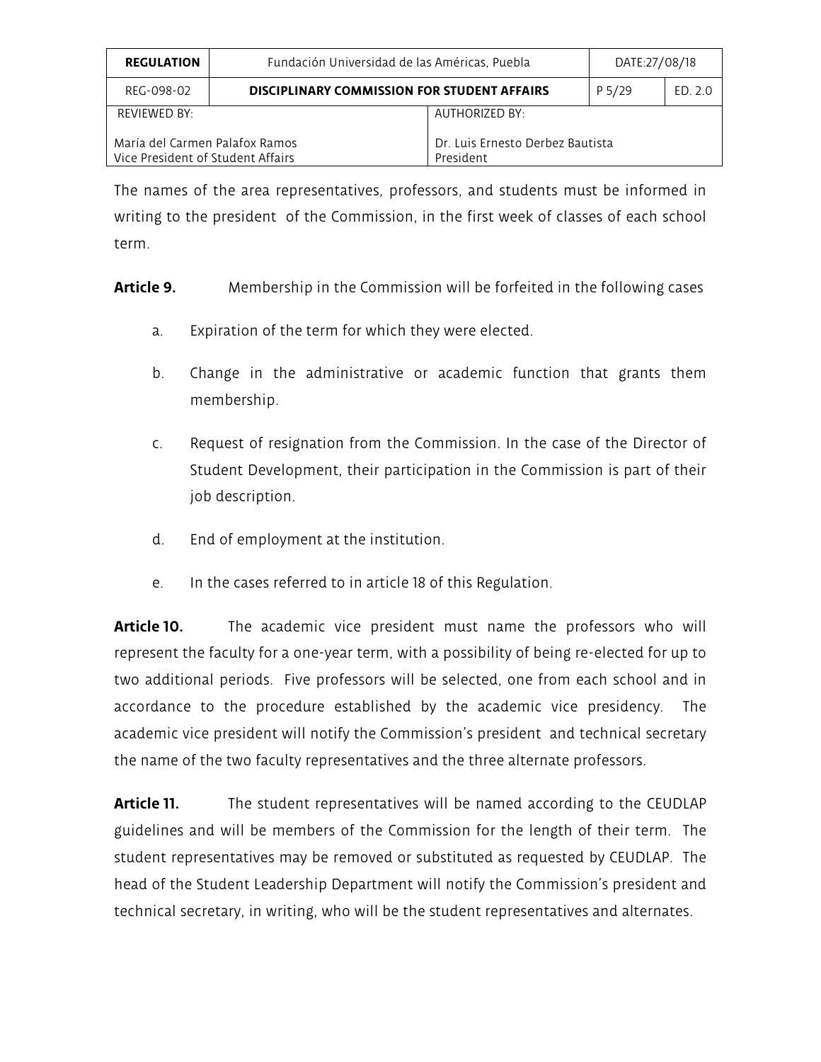The names of the area representatives, professors, and students must be informed in writing to the president of the Commission, in the first week of classes of each school term.

**Article 9.** Membership in the Commission will be forfeited in the following cases

a. Expiration of the term for which they were elected.

b. Change in the administrative or academic function that grants them membership.

c. Request of resignation from the Commission. In the case of the Director of Student Development, their participation in the Commission is part of their job description.

d. End of employment at the institution.

e. In the cases referred to in article 18 of this Regulation.

**Article 10.** The academic vice president must name the professors who will represent the faculty for a one-year term, with a possibility of being re-elected for up to two additional periods. Five professors will be selected, one from each school and in accordance to the procedure established by the academic vice presidency. The academic vice president will notify the Commission's president and technical secretary the name of the two faculty representatives and the three alternate professors.

**Article 11.** The student representatives will be named according to the CEUDLAP guidelines and will be members of the Commission for the length of their term. The student representatives may be removed or substituted as requested by CEUDLAP. The head of the Student Leadership Department will notify the Commission's president and technical secretary, in writing, who will be the student representatives and alternates.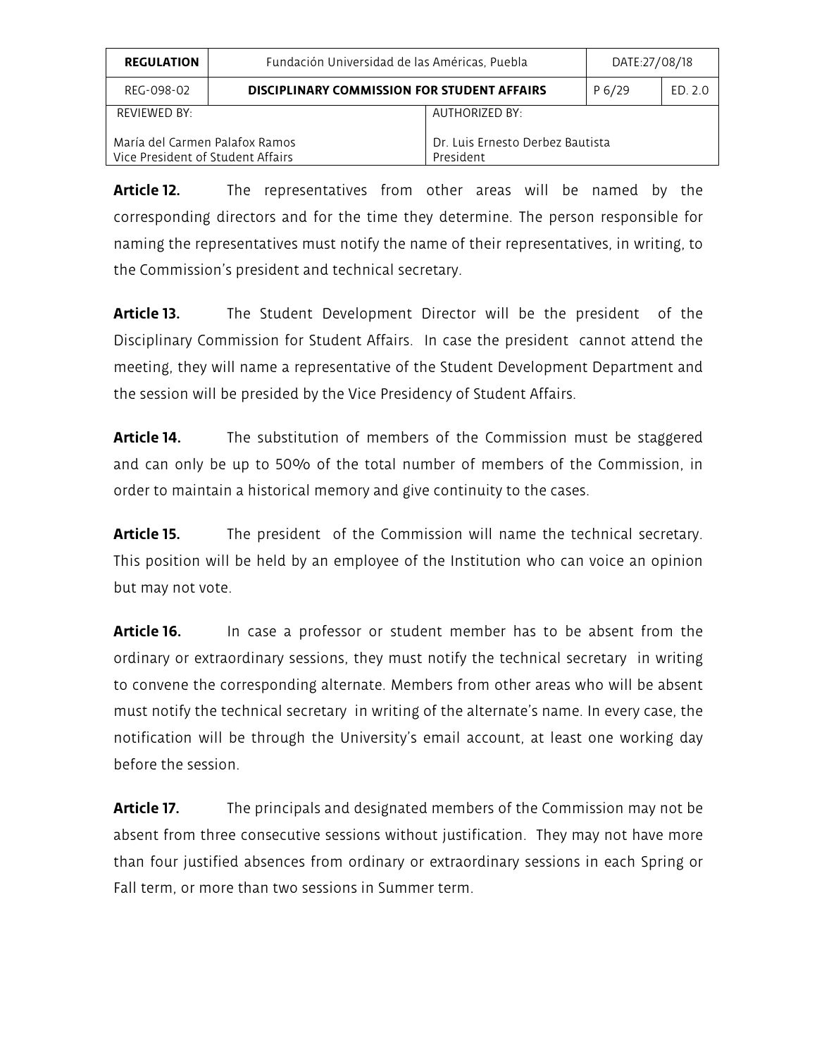**Article 12.** The representatives from other areas will be named by the corresponding directors and for the time they determine. The person responsible for naming the representatives must notify the name of their representatives, in writing, to the Commission's president and technical secretary.

**Article 13.** The Student Development Director will be the president of the Disciplinary Commission for Student Affairs. In case the president cannot attend the meeting, they will name a representative of the Student Development Department and the session will be presided by the Vice Presidency of Student Affairs.

**Article 14.** The substitution of members of the Commission must be staggered and can only be up to 50% of the total number of members of the Commission, in order to maintain a historical memory and give continuity to the cases.

**Article 15.** The president of the Commission will name the technical secretary. This position will be held by an employee of the Institution who can voice an opinion but may not vote.

**Article 16.** In case a professor or student member has to be absent from the ordinary or extraordinary sessions, they must notify the technical secretary in writing to convene the corresponding alternate. Members from other areas who will be absent must notify the technical secretary in writing of the alternate's name. In every case, the notification will be through the University's email account, at least one working day before the session.

**Article 17.** The principals and designated members of the Commission may not be absent from three consecutive sessions without justification. They may not have more than four justified absences from ordinary or extraordinary sessions in each Spring or Fall term, or more than two sessions in Summer term.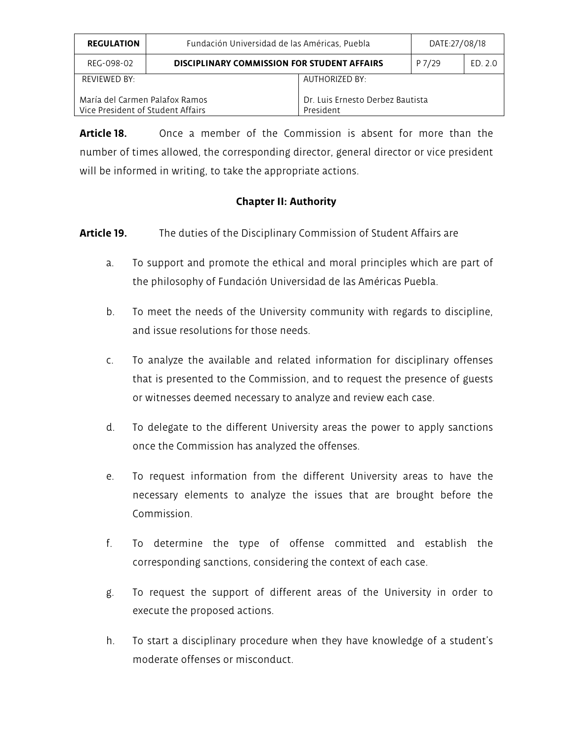**Article 18.** Once a member of the Commission is absent for more than the number of times allowed, the corresponding director, general director or vice president will be informed in writing, to take the appropriate actions.

## Chapter II: Authority

**Article 19.** The duties of the Disciplinary Commission of Student Affairs are

a. To support and promote the ethical and moral principles which are part of the philosophy of Fundación Universidad de las Américas Puebla.

b. To meet the needs of the University community with regards to discipline, and issue resolutions for those needs.

c. To analyze the available and related information for disciplinary offenses that is presented to the Commission, and to request the presence of guests or witnesses deemed necessary to analyze and review each case.

d. To delegate to the different University areas the power to apply sanctions once the Commission has analyzed the offenses.

e. To request information from the different University areas to have the necessary elements to analyze the issues that are brought before the Commission.

f. To determine the type of offense committed and establish the corresponding sanctions, considering the context of each case.

g. To request the support of different areas of the University in order to execute the proposed actions.

h. To start a disciplinary procedure when they have knowledge of a student's moderate offenses or misconduct.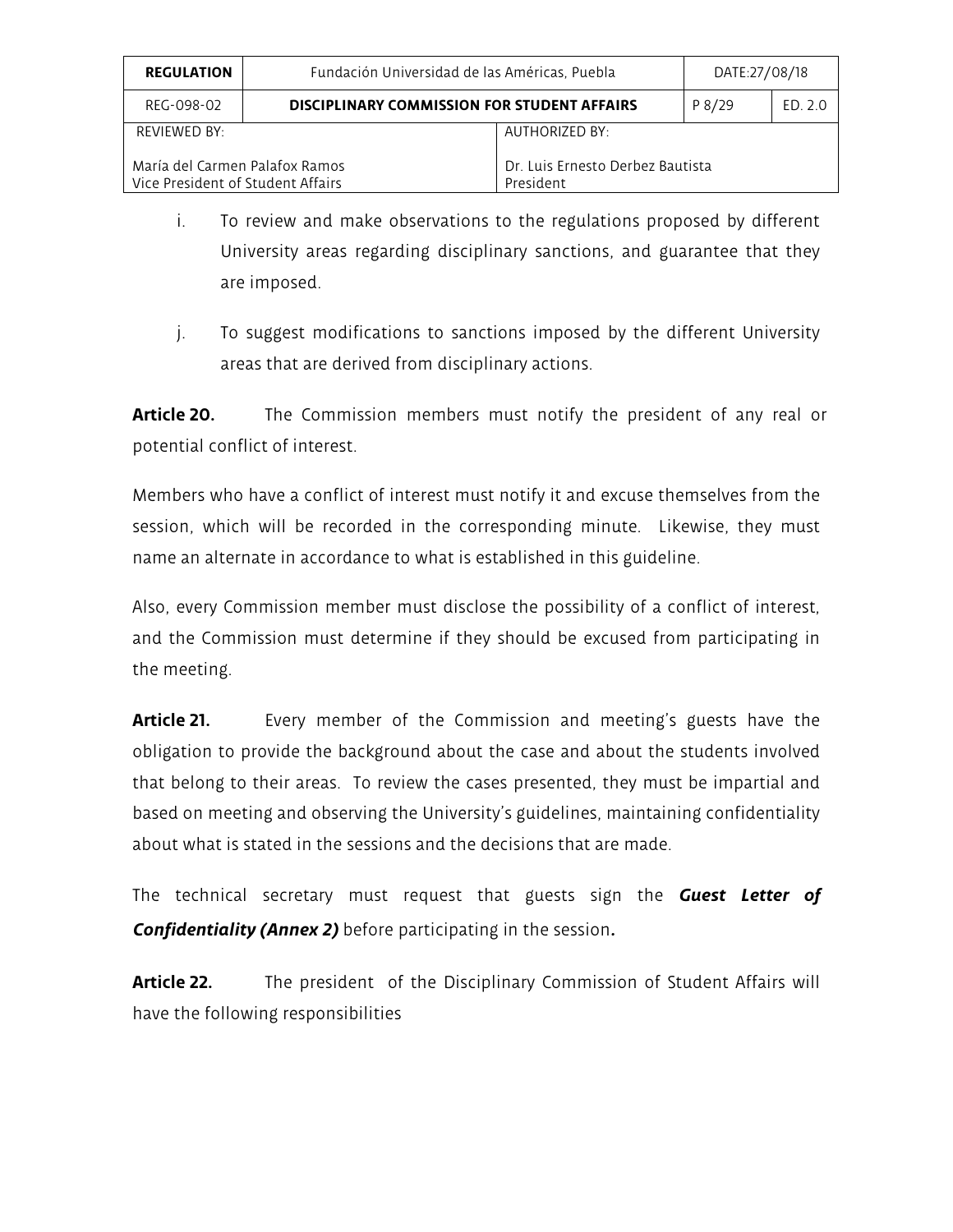i. To review and make observations to the regulations proposed by different University areas regarding disciplinary sanctions, and guarantee that they are imposed.

j. To suggest modifications to sanctions imposed by the different University areas that are derived from disciplinary actions.

**Article 20.** The Commission members must notify the president of any real or potential conflict of interest.

Members who have a conflict of interest must notify it and excuse themselves from the session, which will be recorded in the corresponding minute. Likewise, they must name an alternate in accordance to what is established in this guideline.

Also, every Commission member must disclose the possibility of a conflict of interest, and the Commission must determine if they should be excused from participating in the meeting.

**Article 21.** Every member of the Commission and meeting's guests have the obligation to provide the background about the case and about the students involved that belong to their areas. To review the cases presented, they must be impartial and based on meeting and observing the University's guidelines, maintaining confidentiality about what is stated in the sessions and the decisions that are made.

The technical secretary must request that guests sign the ***Guest Letter of Confidentiality (Annex 2)*** before participating in the session**.**

**Article 22.** The president of the Disciplinary Commission of Student Affairs will have the following responsibilities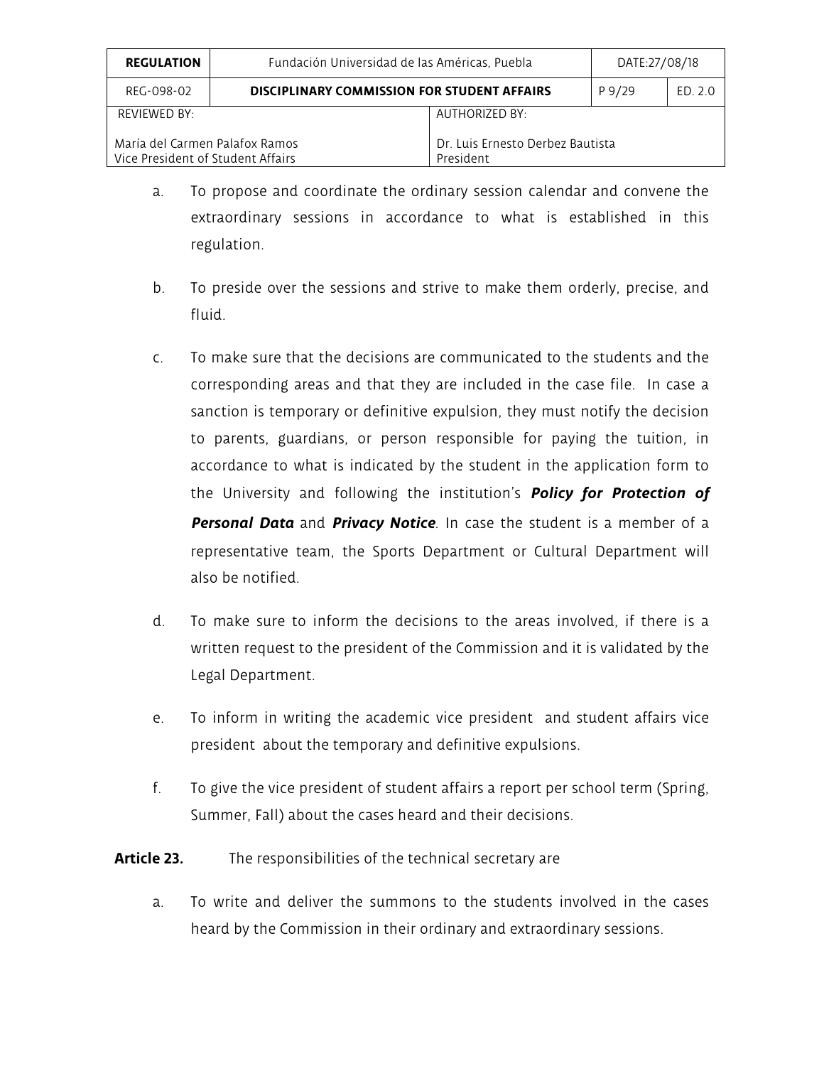a. To propose and coordinate the ordinary session calendar and convene the extraordinary sessions in accordance to what is established in this regulation.

b. To preside over the sessions and strive to make them orderly, precise, and fluid.

c. To make sure that the decisions are communicated to the students and the corresponding areas and that they are included in the case file. In case a sanction is temporary or definitive expulsion, they must notify the decision to parents, guardians, or person responsible for paying the tuition, in accordance to what is indicated by the student in the application form to the University and following the institution's ***Policy for Protection of Personal Data*** and ***Privacy Notice***. In case the student is a member of a representative team, the Sports Department or Cultural Department will also be notified.

d. To make sure to inform the decisions to the areas involved, if there is a written request to the president of the Commission and it is validated by the Legal Department.

e. To inform in writing the academic vice president and student affairs vice president about the temporary and definitive expulsions.

f. To give the vice president of student affairs a report per school term (Spring, Summer, Fall) about the cases heard and their decisions.

**Article 23.** The responsibilities of the technical secretary are

a. To write and deliver the summons to the students involved in the cases heard by the Commission in their ordinary and extraordinary sessions.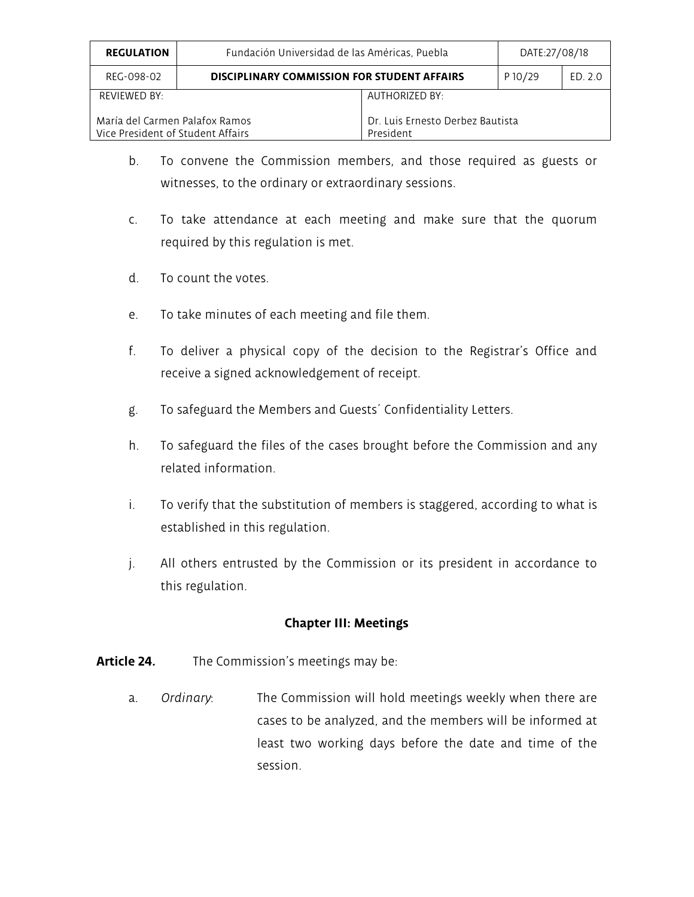b. To convene the Commission members, and those required as guests or witnesses, to the ordinary or extraordinary sessions.

c. To take attendance at each meeting and make sure that the quorum required by this regulation is met.

d. To count the votes.

e. To take minutes of each meeting and file them.

f. To deliver a physical copy of the decision to the Registrar's Office and receive a signed acknowledgement of receipt.

g. To safeguard the Members and Guests´ Confidentiality Letters.

h. To safeguard the files of the cases brought before the Commission and any related information.

i. To verify that the substitution of members is staggered, according to what is established in this regulation.

j. All others entrusted by the Commission or its president in accordance to this regulation.

## Chapter III: Meetings

**Article 24.** The Commission's meetings may be:

a. *Ordinary*: The Commission will hold meetings weekly when there are cases to be analyzed, and the members will be informed at least two working days before the date and time of the session.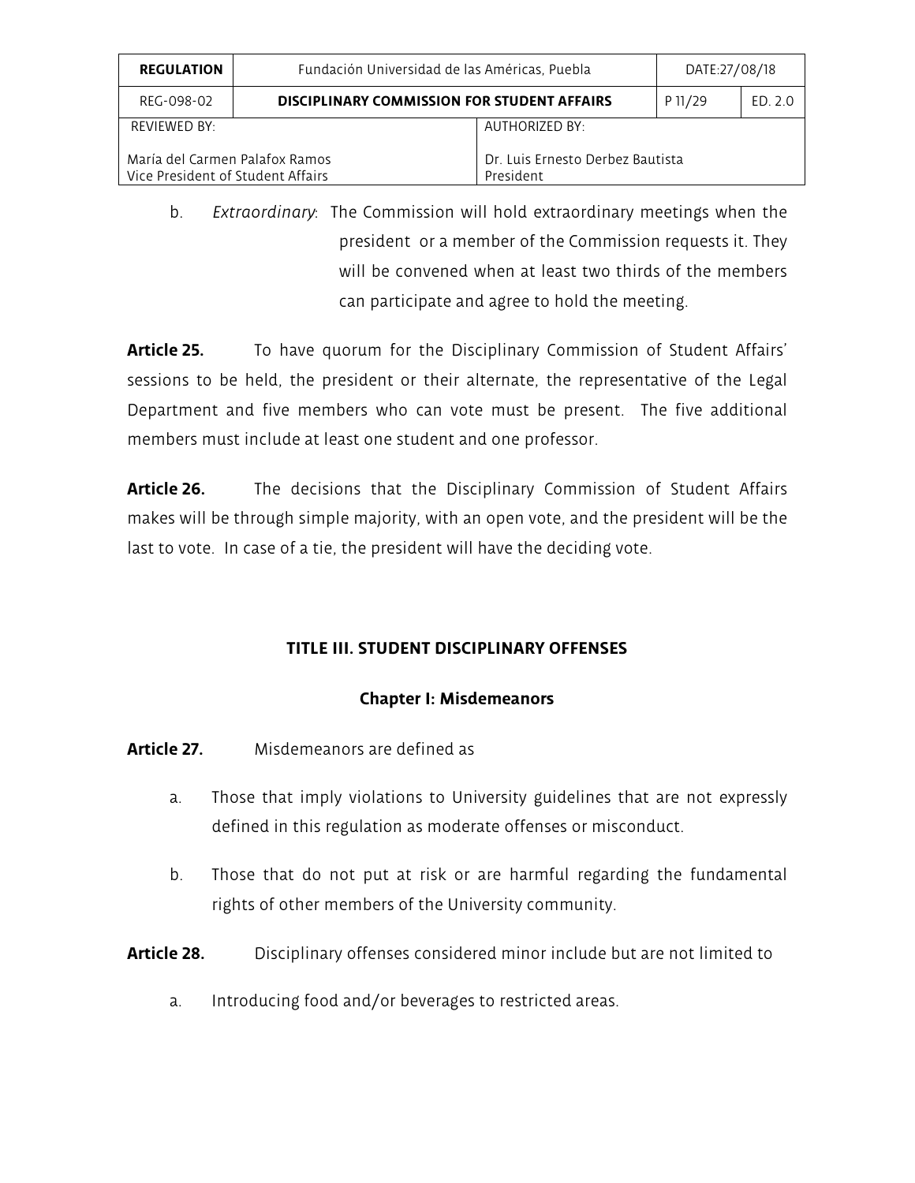b. *Extraordinary*: The Commission will hold extraordinary meetings when the president or a member of the Commission requests it. They will be convened when at least two thirds of the members can participate and agree to hold the meeting.

**Article 25.** To have quorum for the Disciplinary Commission of Student Affairs' sessions to be held, the president or their alternate, the representative of the Legal Department and five members who can vote must be present. The five additional members must include at least one student and one professor.

**Article 26.** The decisions that the Disciplinary Commission of Student Affairs makes will be through simple majority, with an open vote, and the president will be the last to vote. In case of a tie, the president will have the deciding vote.

## TITLE III. STUDENT DISCIPLINARY OFFENSES

### Chapter I: Misdemeanors

**Article 27.** Misdemeanors are defined as

a. Those that imply violations to University guidelines that are not expressly defined in this regulation as moderate offenses or misconduct.

b. Those that do not put at risk or are harmful regarding the fundamental rights of other members of the University community.

**Article 28.** Disciplinary offenses considered minor include but are not limited to

a. Introducing food and/or beverages to restricted areas.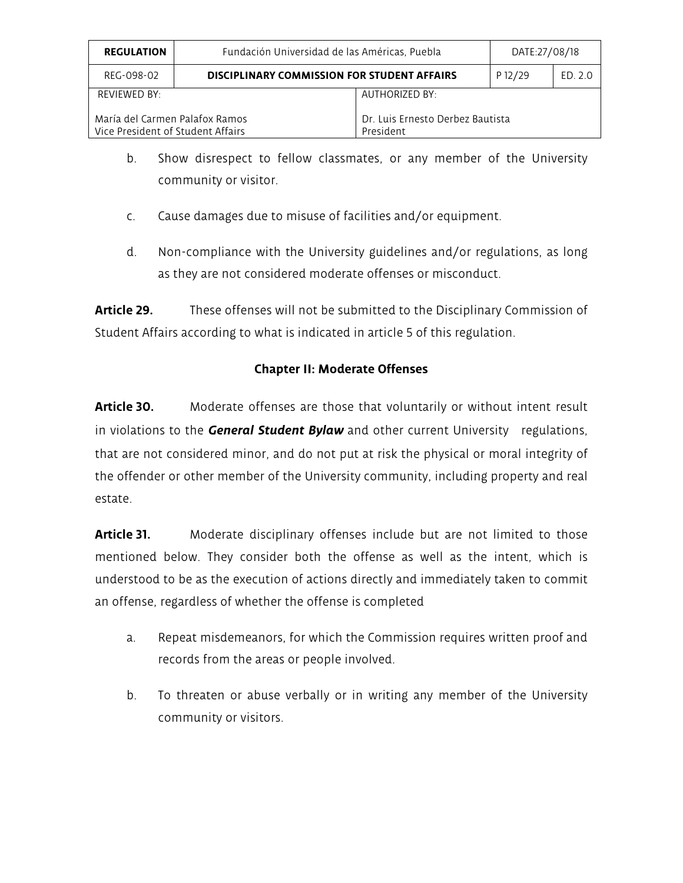b. Show disrespect to fellow classmates, or any member of the University community or visitor.

c. Cause damages due to misuse of facilities and/or equipment.

d. Non-compliance with the University guidelines and/or regulations, as long as they are not considered moderate offenses or misconduct.

**Article 29.** These offenses will not be submitted to the Disciplinary Commission of Student Affairs according to what is indicated in article 5 of this regulation.

## Chapter II: Moderate Offenses

**Article 30.** Moderate offenses are those that voluntarily or without intent result in violations to the ***General Student Bylaw*** and other current University regulations, that are not considered minor, and do not put at risk the physical or moral integrity of the offender or other member of the University community, including property and real estate.

**Article 31.** Moderate disciplinary offenses include but are not limited to those mentioned below. They consider both the offense as well as the intent, which is understood to be as the execution of actions directly and immediately taken to commit an offense, regardless of whether the offense is completed

a. Repeat misdemeanors, for which the Commission requires written proof and records from the areas or people involved.

b. To threaten or abuse verbally or in writing any member of the University community or visitors.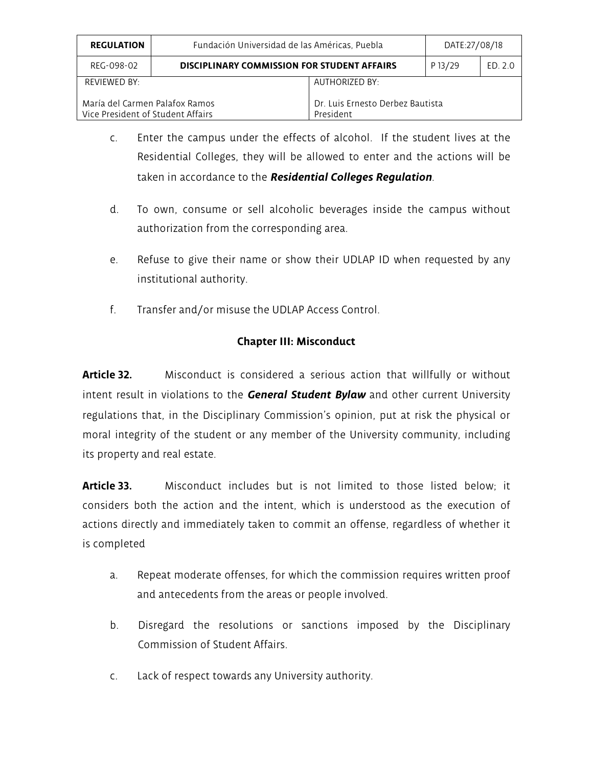c. Enter the campus under the effects of alcohol. If the student lives at the Residential Colleges, they will be allowed to enter and the actions will be taken in accordance to the ***Residential Colleges Regulation***.

d. To own, consume or sell alcoholic beverages inside the campus without authorization from the corresponding area.

e. Refuse to give their name or show their UDLAP ID when requested by any institutional authority.

f. Transfer and/or misuse the UDLAP Access Control.

### Chapter III: Misconduct

**Article 32.** Misconduct is considered a serious action that willfully or without intent result in violations to the ***General Student Bylaw*** and other current University regulations that, in the Disciplinary Commission's opinion, put at risk the physical or moral integrity of the student or any member of the University community, including its property and real estate.

**Article 33.** Misconduct includes but is not limited to those listed below; it considers both the action and the intent, which is understood as the execution of actions directly and immediately taken to commit an offense, regardless of whether it is completed

a. Repeat moderate offenses, for which the commission requires written proof and antecedents from the areas or people involved.

b. Disregard the resolutions or sanctions imposed by the Disciplinary Commission of Student Affairs.

c. Lack of respect towards any University authority.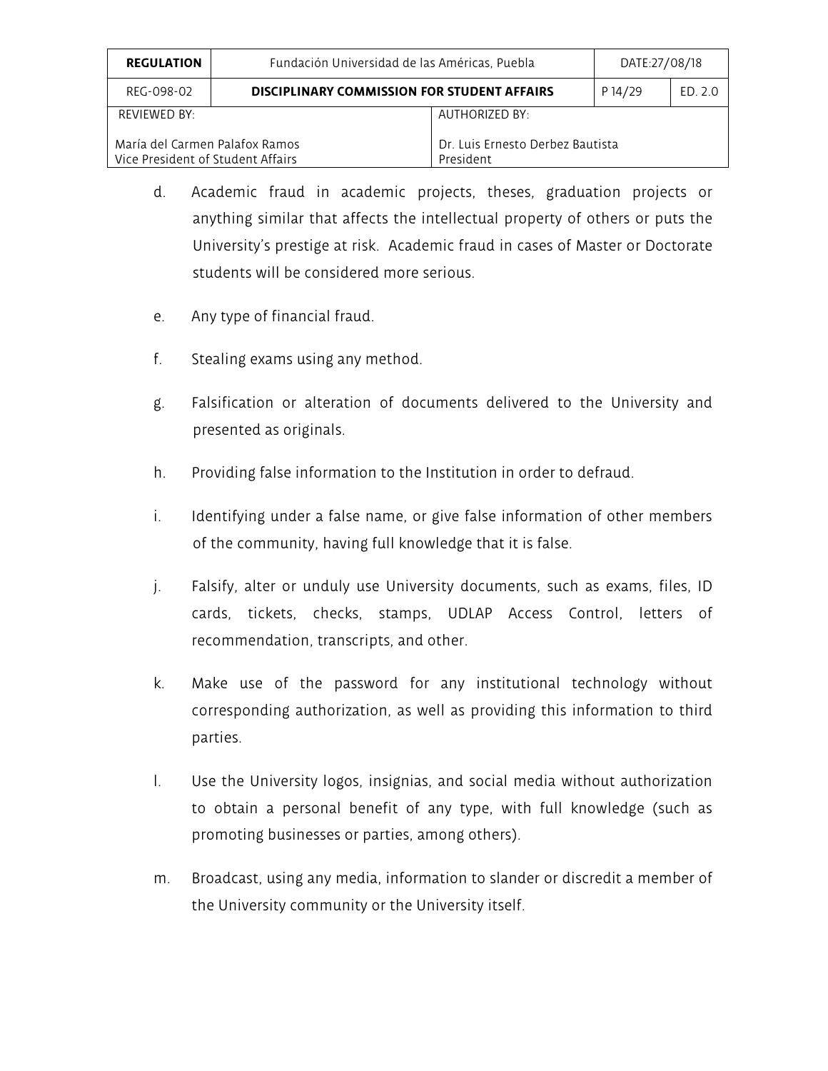d. Academic fraud in academic projects, theses, graduation projects or anything similar that affects the intellectual property of others or puts the University's prestige at risk. Academic fraud in cases of Master or Doctorate students will be considered more serious.

e. Any type of financial fraud.

f. Stealing exams using any method.

g. Falsification or alteration of documents delivered to the University and presented as originals.

h. Providing false information to the Institution in order to defraud.

i. Identifying under a false name, or give false information of other members of the community, having full knowledge that it is false.

j. Falsify, alter or unduly use University documents, such as exams, files, ID cards, tickets, checks, stamps, UDLAP Access Control, letters of recommendation, transcripts, and other.

k. Make use of the password for any institutional technology without corresponding authorization, as well as providing this information to third parties.

l. Use the University logos, insignias, and social media without authorization to obtain a personal benefit of any type, with full knowledge (such as promoting businesses or parties, among others).

m. Broadcast, using any media, information to slander or discredit a member of the University community or the University itself.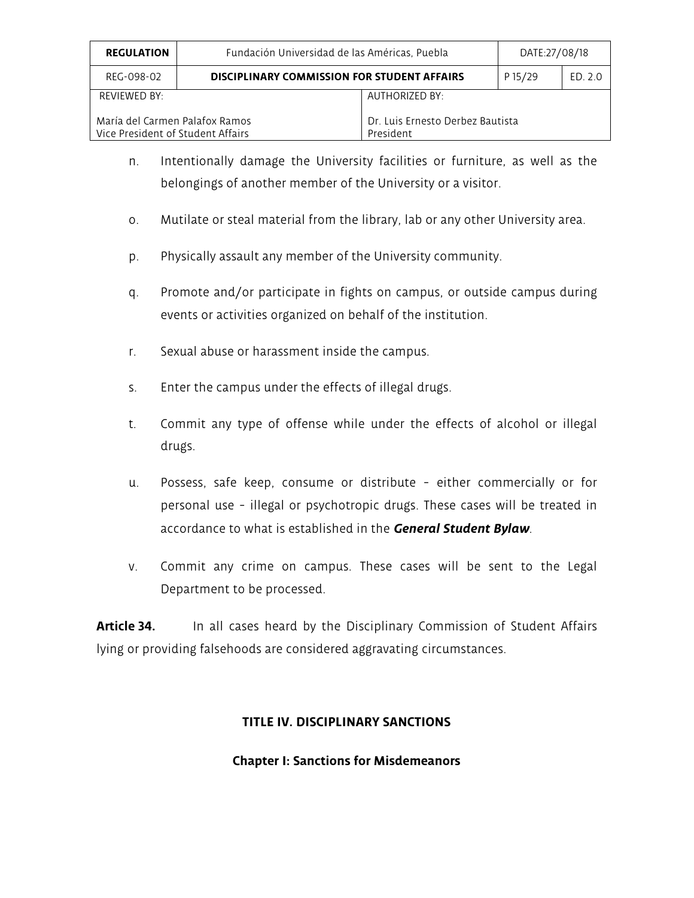n. Intentionally damage the University facilities or furniture, as well as the belongings of another member of the University or a visitor.

o. Mutilate or steal material from the library, lab or any other University area.

p. Physically assault any member of the University community.

q. Promote and/or participate in fights on campus, or outside campus during events or activities organized on behalf of the institution.

r. Sexual abuse or harassment inside the campus.

s. Enter the campus under the effects of illegal drugs.

t. Commit any type of offense while under the effects of alcohol or illegal drugs.

u. Possess, safe keep, consume or distribute - either commercially or for personal use - illegal or psychotropic drugs. These cases will be treated in accordance to what is established in the ***General Student Bylaw***.

v. Commit any crime on campus. These cases will be sent to the Legal Department to be processed.

**Article 34.** In all cases heard by the Disciplinary Commission of Student Affairs lying or providing falsehoods are considered aggravating circumstances.

## TITLE IV. DISCIPLINARY SANCTIONS

### Chapter I: Sanctions for Misdemeanors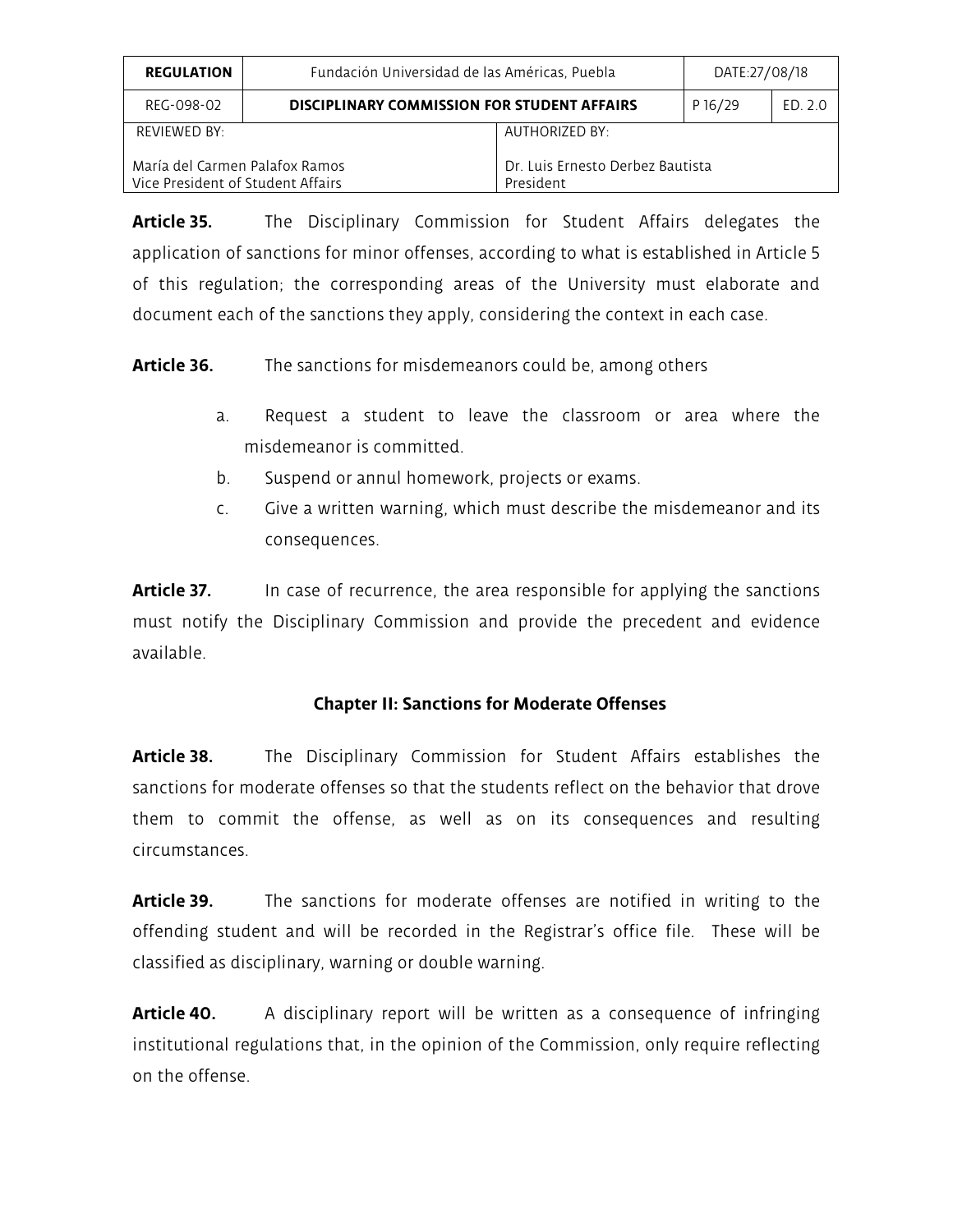**Article 35.** The Disciplinary Commission for Student Affairs delegates the application of sanctions for minor offenses, according to what is established in Article 5 of this regulation; the corresponding areas of the University must elaborate and document each of the sanctions they apply, considering the context in each case.

**Article 36.** The sanctions for misdemeanors could be, among others

a. Request a student to leave the classroom or area where the misdemeanor is committed.
b. Suspend or annul homework, projects or exams.
c. Give a written warning, which must describe the misdemeanor and its consequences.

**Article 37.** In case of recurrence, the area responsible for applying the sanctions must notify the Disciplinary Commission and provide the precedent and evidence available.

## Chapter II: Sanctions for Moderate Offenses

**Article 38.** The Disciplinary Commission for Student Affairs establishes the sanctions for moderate offenses so that the students reflect on the behavior that drove them to commit the offense, as well as on its consequences and resulting circumstances.

**Article 39.** The sanctions for moderate offenses are notified in writing to the offending student and will be recorded in the Registrar's office file. These will be classified as disciplinary, warning or double warning.

**Article 40.** A disciplinary report will be written as a consequence of infringing institutional regulations that, in the opinion of the Commission, only require reflecting on the offense.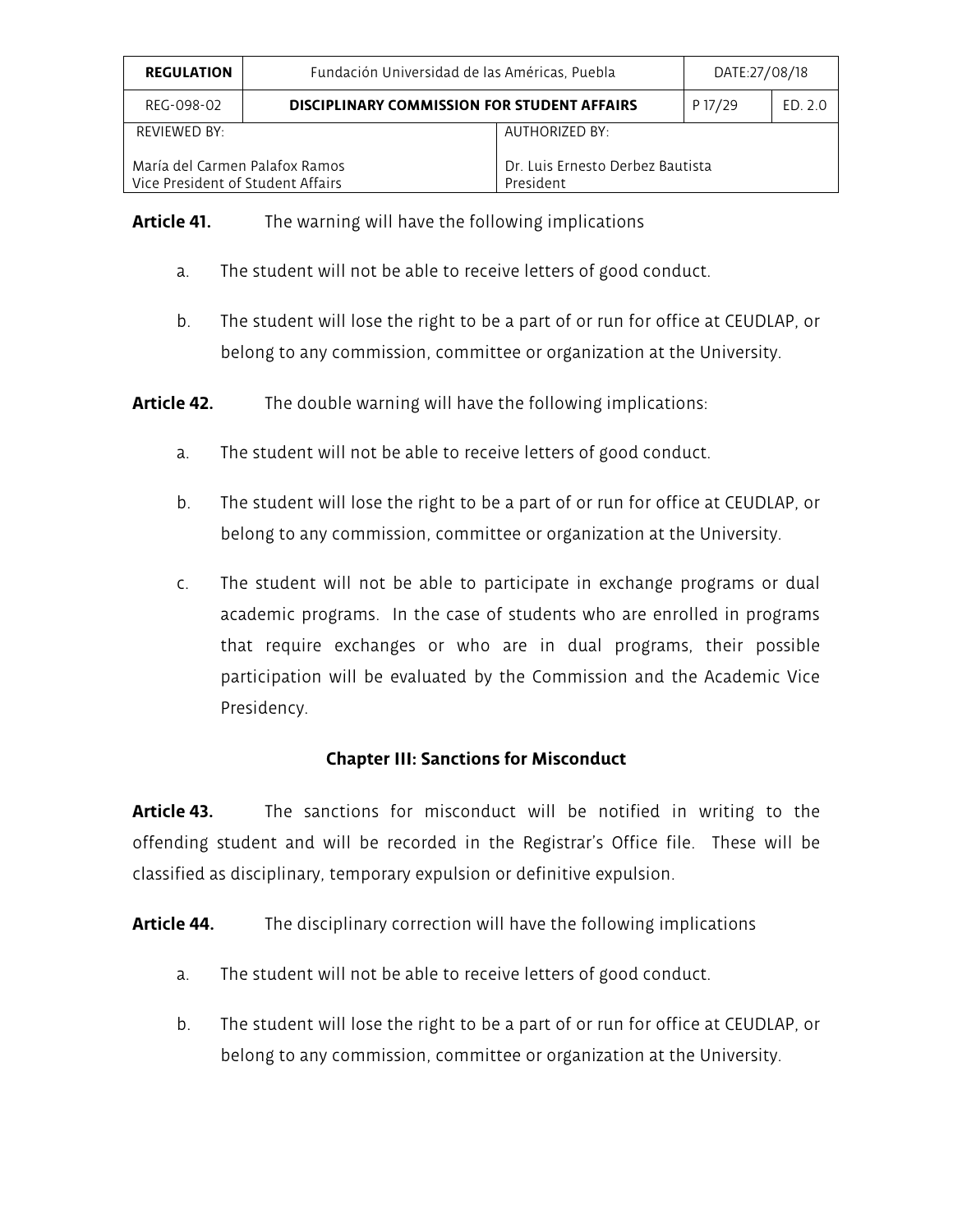**Article 41.** The warning will have the following implications

a. The student will not be able to receive letters of good conduct.

b. The student will lose the right to be a part of or run for office at CEUDLAP, or belong to any commission, committee or organization at the University.

**Article 42.** The double warning will have the following implications:

a. The student will not be able to receive letters of good conduct.

b. The student will lose the right to be a part of or run for office at CEUDLAP, or belong to any commission, committee or organization at the University.

c. The student will not be able to participate in exchange programs or dual academic programs. In the case of students who are enrolled in programs that require exchanges or who are in dual programs, their possible participation will be evaluated by the Commission and the Academic Vice Presidency.

## Chapter III: Sanctions for Misconduct

**Article 43.** The sanctions for misconduct will be notified in writing to the offending student and will be recorded in the Registrar's Office file. These will be classified as disciplinary, temporary expulsion or definitive expulsion.

**Article 44.** The disciplinary correction will have the following implications

a. The student will not be able to receive letters of good conduct.

b. The student will lose the right to be a part of or run for office at CEUDLAP, or belong to any commission, committee or organization at the University.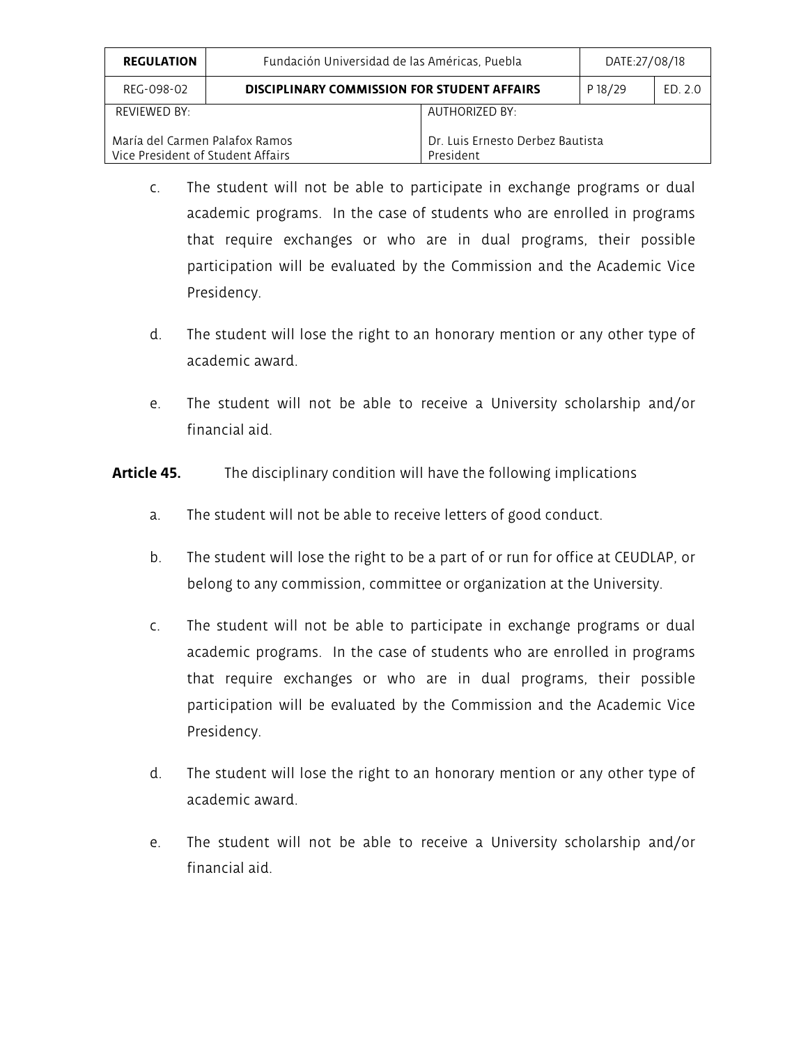c. The student will not be able to participate in exchange programs or dual academic programs. In the case of students who are enrolled in programs that require exchanges or who are in dual programs, their possible participation will be evaluated by the Commission and the Academic Vice Presidency.

d. The student will lose the right to an honorary mention or any other type of academic award.

e. The student will not be able to receive a University scholarship and/or financial aid.

**Article 45.** The disciplinary condition will have the following implications

a. The student will not be able to receive letters of good conduct.

b. The student will lose the right to be a part of or run for office at CEUDLAP, or belong to any commission, committee or organization at the University.

c. The student will not be able to participate in exchange programs or dual academic programs. In the case of students who are enrolled in programs that require exchanges or who are in dual programs, their possible participation will be evaluated by the Commission and the Academic Vice Presidency.

d. The student will lose the right to an honorary mention or any other type of academic award.

e. The student will not be able to receive a University scholarship and/or financial aid.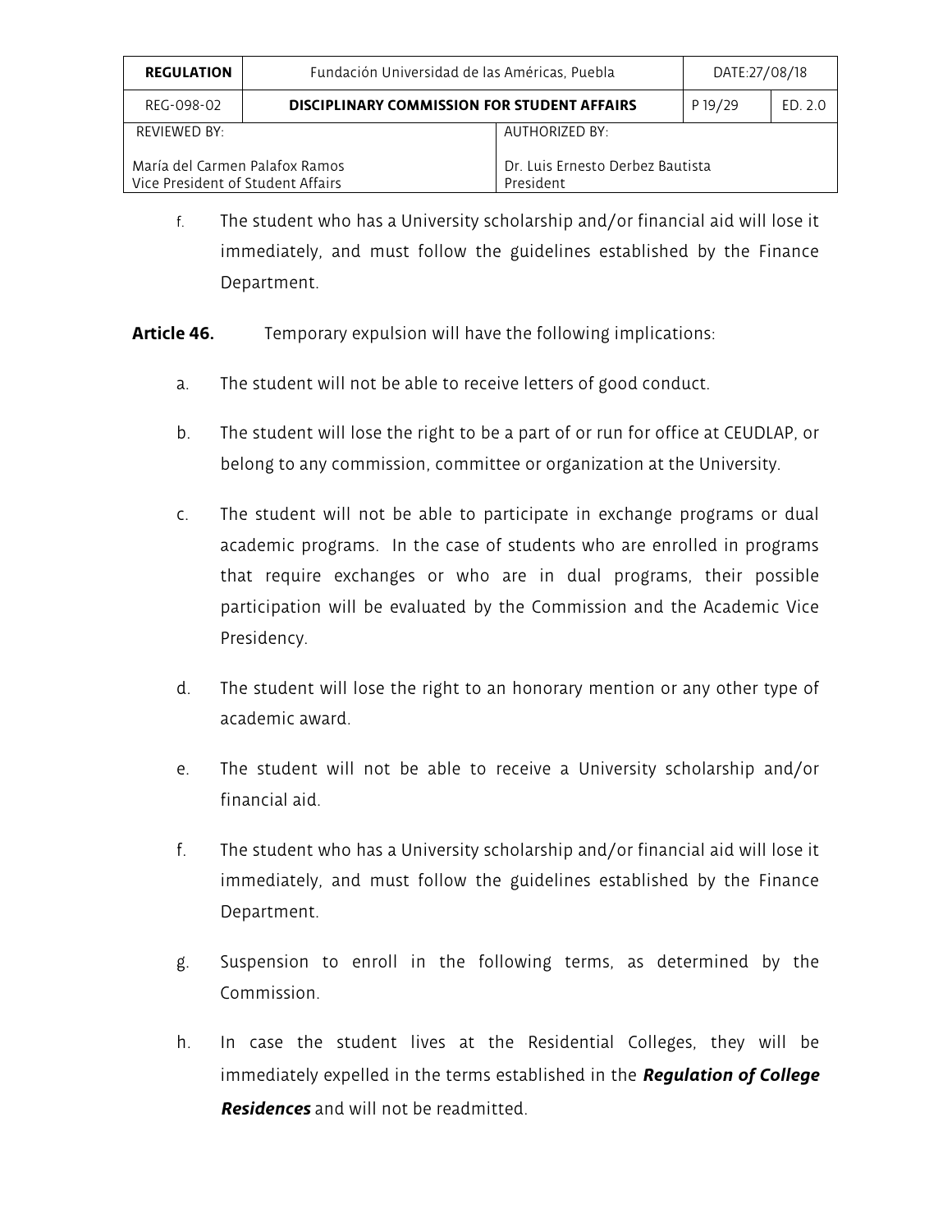f. The student who has a University scholarship and/or financial aid will lose it immediately, and must follow the guidelines established by the Finance Department.

**Article 46.** Temporary expulsion will have the following implications:

a. The student will not be able to receive letters of good conduct.

b. The student will lose the right to be a part of or run for office at CEUDLAP, or belong to any commission, committee or organization at the University.

c. The student will not be able to participate in exchange programs or dual academic programs. In the case of students who are enrolled in programs that require exchanges or who are in dual programs, their possible participation will be evaluated by the Commission and the Academic Vice Presidency.

d. The student will lose the right to an honorary mention or any other type of academic award.

e. The student will not be able to receive a University scholarship and/or financial aid.

f. The student who has a University scholarship and/or financial aid will lose it immediately, and must follow the guidelines established by the Finance Department.

g. Suspension to enroll in the following terms, as determined by the Commission.

h. In case the student lives at the Residential Colleges, they will be immediately expelled in the terms established in the ***Regulation of College Residences*** and will not be readmitted.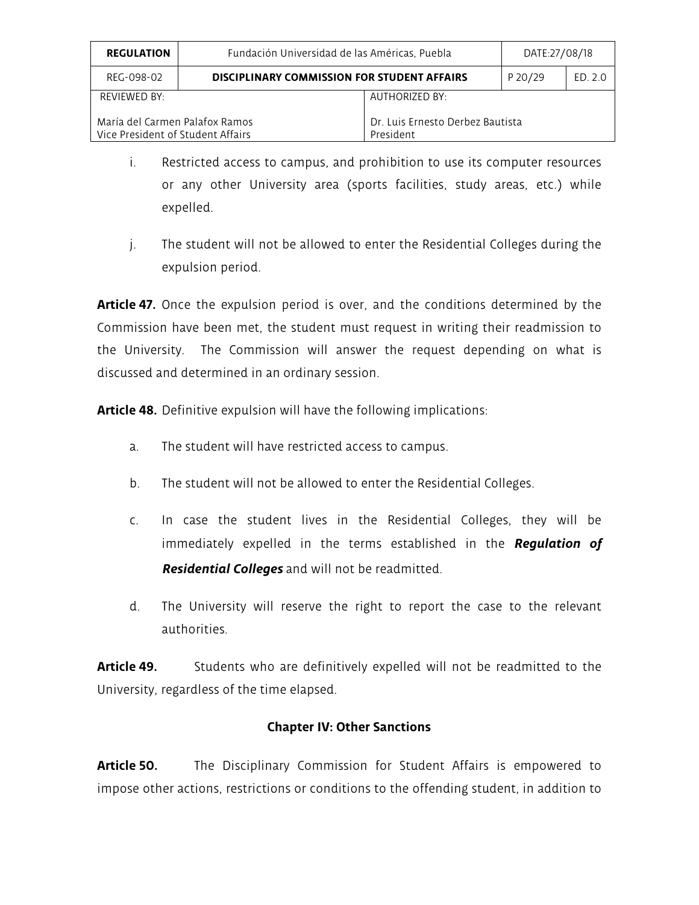i. Restricted access to campus, and prohibition to use its computer resources or any other University area (sports facilities, study areas, etc.) while expelled.

j. The student will not be allowed to enter the Residential Colleges during the expulsion period.

**Article 47.** Once the expulsion period is over, and the conditions determined by the Commission have been met, the student must request in writing their readmission to the University. The Commission will answer the request depending on what is discussed and determined in an ordinary session.

**Article 48.** Definitive expulsion will have the following implications:

a. The student will have restricted access to campus.

b. The student will not be allowed to enter the Residential Colleges.

c. In case the student lives in the Residential Colleges, they will be immediately expelled in the terms established in the ***Regulation of Residential Colleges*** and will not be readmitted.

d. The University will reserve the right to report the case to the relevant authorities.

**Article 49.** Students who are definitively expelled will not be readmitted to the University, regardless of the time elapsed.

### Chapter IV: Other Sanctions

**Article 50.** The Disciplinary Commission for Student Affairs is empowered to impose other actions, restrictions or conditions to the offending student, in addition to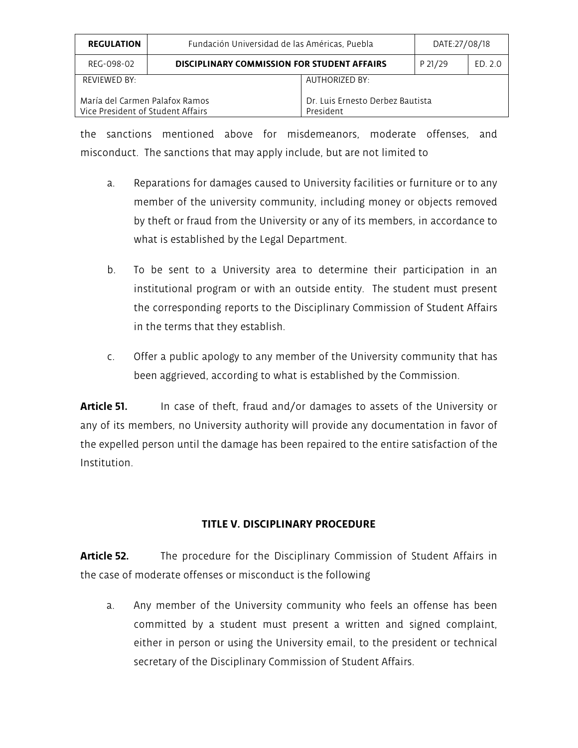the sanctions mentioned above for misdemeanors, moderate offenses, and misconduct. The sanctions that may apply include, but are not limited to

a. Reparations for damages caused to University facilities or furniture or to any member of the university community, including money or objects removed by theft or fraud from the University or any of its members, in accordance to what is established by the Legal Department.

b. To be sent to a University area to determine their participation in an institutional program or with an outside entity. The student must present the corresponding reports to the Disciplinary Commission of Student Affairs in the terms that they establish.

c. Offer a public apology to any member of the University community that has been aggrieved, according to what is established by the Commission.

**Article 51.** In case of theft, fraud and/or damages to assets of the University or any of its members, no University authority will provide any documentation in favor of the expelled person until the damage has been repaired to the entire satisfaction of the Institution.

## TITLE V. DISCIPLINARY PROCEDURE

**Article 52.** The procedure for the Disciplinary Commission of Student Affairs in the case of moderate offenses or misconduct is the following

a. Any member of the University community who feels an offense has been committed by a student must present a written and signed complaint, either in person or using the University email, to the president or technical secretary of the Disciplinary Commission of Student Affairs.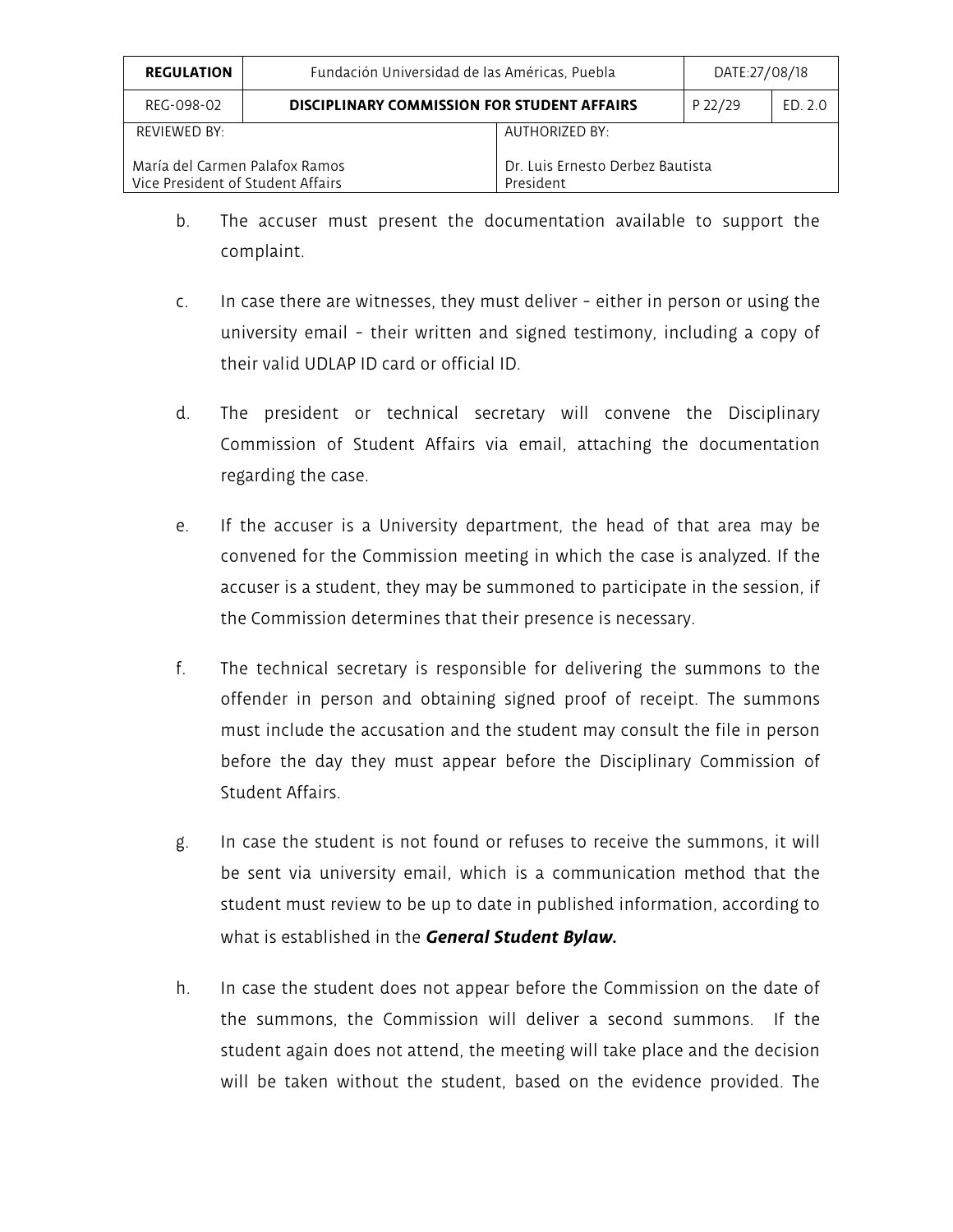b. The accuser must present the documentation available to support the complaint.

c. In case there are witnesses, they must deliver - either in person or using the university email - their written and signed testimony, including a copy of their valid UDLAP ID card or official ID.

d. The president or technical secretary will convene the Disciplinary Commission of Student Affairs via email, attaching the documentation regarding the case.

e. If the accuser is a University department, the head of that area may be convened for the Commission meeting in which the case is analyzed. If the accuser is a student, they may be summoned to participate in the session, if the Commission determines that their presence is necessary.

f. The technical secretary is responsible for delivering the summons to the offender in person and obtaining signed proof of receipt. The summons must include the accusation and the student may consult the file in person before the day they must appear before the Disciplinary Commission of Student Affairs.

g. In case the student is not found or refuses to receive the summons, it will be sent via university email, which is a communication method that the student must review to be up to date in published information, according to what is established in the ***General Student Bylaw.***

h. In case the student does not appear before the Commission on the date of the summons, the Commission will deliver a second summons. If the student again does not attend, the meeting will take place and the decision will be taken without the student, based on the evidence provided. The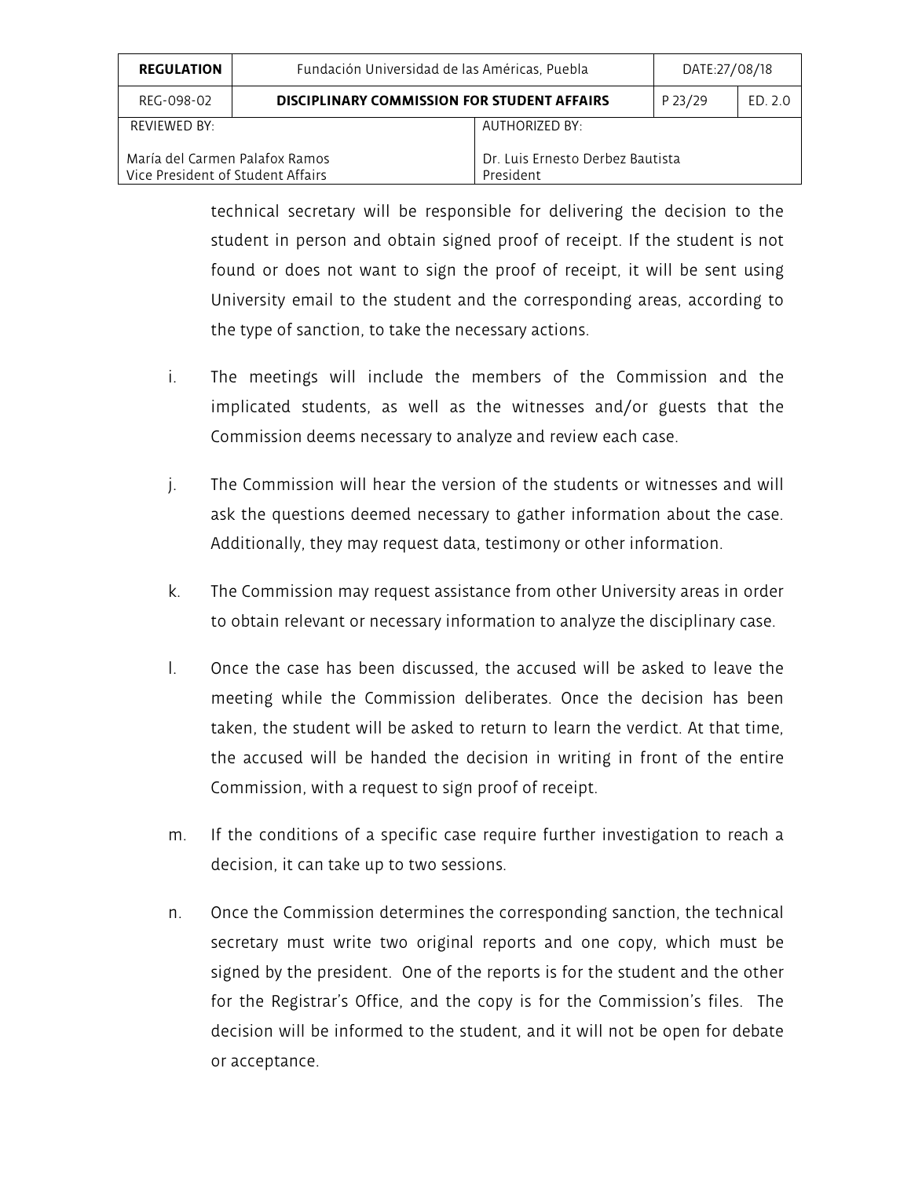technical secretary will be responsible for delivering the decision to the student in person and obtain signed proof of receipt. If the student is not found or does not want to sign the proof of receipt, it will be sent using University email to the student and the corresponding areas, according to the type of sanction, to take the necessary actions.

i. The meetings will include the members of the Commission and the implicated students, as well as the witnesses and/or guests that the Commission deems necessary to analyze and review each case.

j. The Commission will hear the version of the students or witnesses and will ask the questions deemed necessary to gather information about the case. Additionally, they may request data, testimony or other information.

k. The Commission may request assistance from other University areas in order to obtain relevant or necessary information to analyze the disciplinary case.

l. Once the case has been discussed, the accused will be asked to leave the meeting while the Commission deliberates. Once the decision has been taken, the student will be asked to return to learn the verdict. At that time, the accused will be handed the decision in writing in front of the entire Commission, with a request to sign proof of receipt.

m. If the conditions of a specific case require further investigation to reach a decision, it can take up to two sessions.

n. Once the Commission determines the corresponding sanction, the technical secretary must write two original reports and one copy, which must be signed by the president. One of the reports is for the student and the other for the Registrar's Office, and the copy is for the Commission's files. The decision will be informed to the student, and it will not be open for debate or acceptance.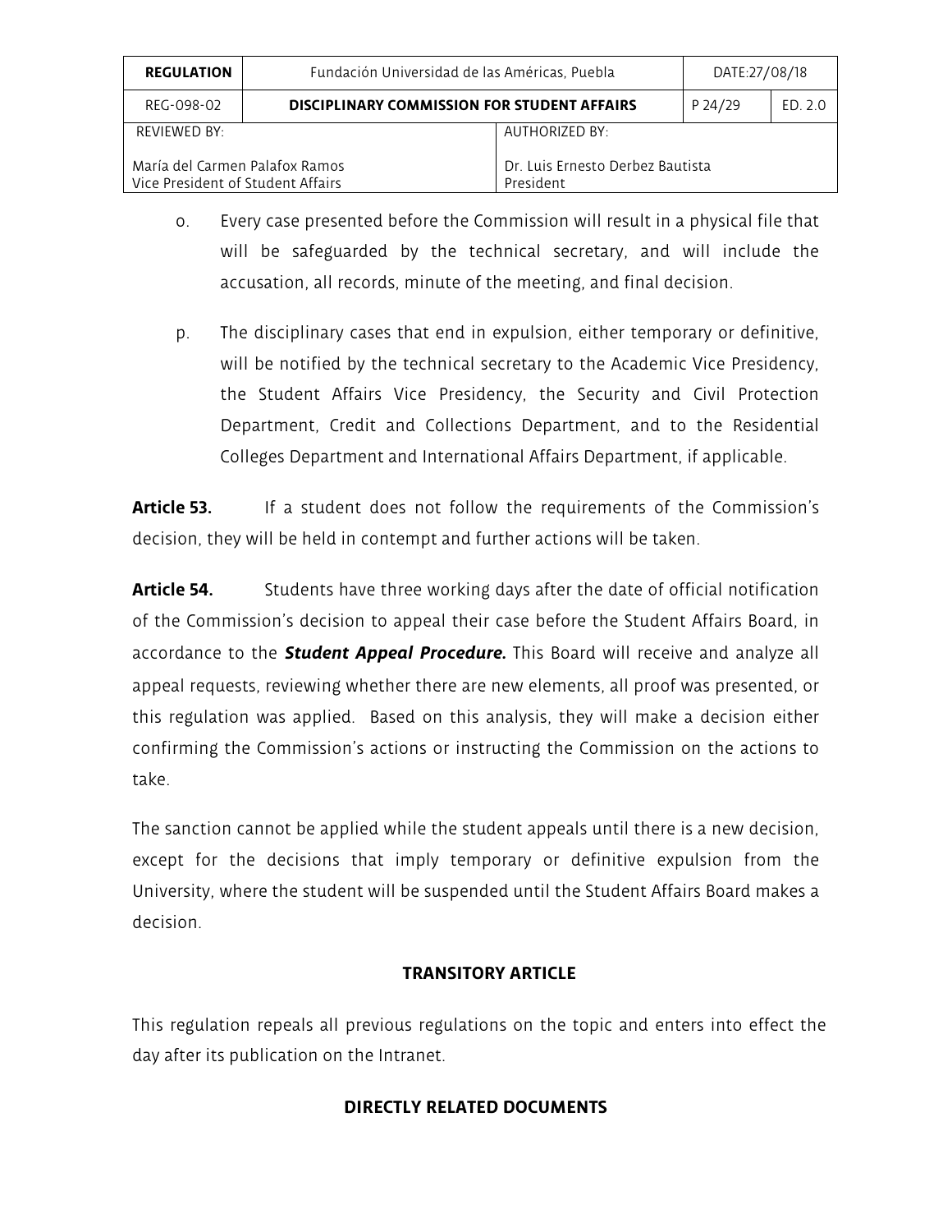o. Every case presented before the Commission will result in a physical file that will be safeguarded by the technical secretary, and will include the accusation, all records, minute of the meeting, and final decision.

p. The disciplinary cases that end in expulsion, either temporary or definitive, will be notified by the technical secretary to the Academic Vice Presidency, the Student Affairs Vice Presidency, the Security and Civil Protection Department, Credit and Collections Department, and to the Residential Colleges Department and International Affairs Department, if applicable.

**Article 53.** If a student does not follow the requirements of the Commission's decision, they will be held in contempt and further actions will be taken.

**Article 54.** Students have three working days after the date of official notification of the Commission's decision to appeal their case before the Student Affairs Board, in accordance to the ***Student Appeal Procedure.*** This Board will receive and analyze all appeal requests, reviewing whether there are new elements, all proof was presented, or this regulation was applied. Based on this analysis, they will make a decision either confirming the Commission's actions or instructing the Commission on the actions to take.

The sanction cannot be applied while the student appeals until there is a new decision, except for the decisions that imply temporary or definitive expulsion from the University, where the student will be suspended until the Student Affairs Board makes a decision.

## TRANSITORY ARTICLE

This regulation repeals all previous regulations on the topic and enters into effect the day after its publication on the Intranet.

## DIRECTLY RELATED DOCUMENTS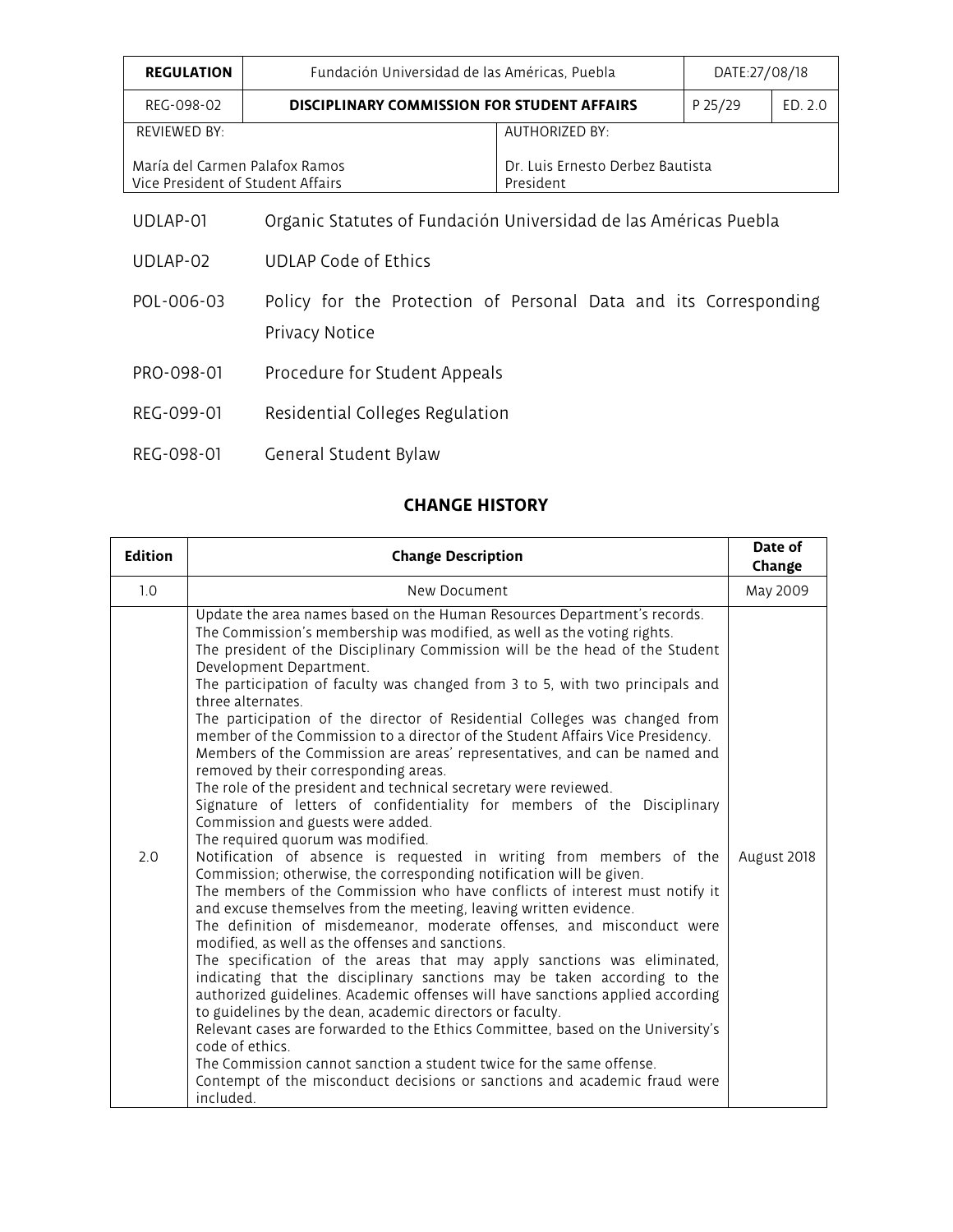| | |
|---|---|
| UDLAP-01 | Organic Statutes of Fundación Universidad de las Américas Puebla |
| UDLAP-02 | UDLAP Code of Ethics |
| POL-006-03 | Policy for the Protection of Personal Data and its Corresponding Privacy Notice |
| PRO-098-01 | Procedure for Student Appeals |
| REG-099-01 | Residential Colleges Regulation |
| REG-098-01 | General Student Bylaw |

## CHANGE HISTORY

| Edition | Change Description | Date of Change |
|---|---|---|
| 1.0 | New Document | May 2009 |
| 2.0 | Update the area names based on the Human Resources Department's records. The Commission's membership was modified, as well as the voting rights. The president of the Disciplinary Commission will be the head of the Student Development Department. The participation of faculty was changed from 3 to 5, with two principals and three alternates. The participation of the director of Residential Colleges was changed from member of the Commission to a director of the Student Affairs Vice Presidency. Members of the Commission are areas' representatives, and can be named and removed by their corresponding areas. The role of the president and technical secretary were reviewed. Signature of letters of confidentiality for members of the Disciplinary Commission and guests were added. The required quorum was modified. Notification of absence is requested in writing from members of the Commission; otherwise, the corresponding notification will be given. The members of the Commission who have conflicts of interest must notify it and excuse themselves from the meeting, leaving written evidence. The definition of misdemeanor, moderate offenses, and misconduct were modified, as well as the offenses and sanctions. The specification of the areas that may apply sanctions was eliminated, indicating that the disciplinary sanctions may be taken according to the authorized guidelines. Academic offenses will have sanctions applied according to guidelines by the dean, academic directors or faculty. Relevant cases are forwarded to the Ethics Committee, based on the University's code of ethics. The Commission cannot sanction a student twice for the same offense. Contempt of the misconduct decisions or sanctions and academic fraud were included. | August 2018 |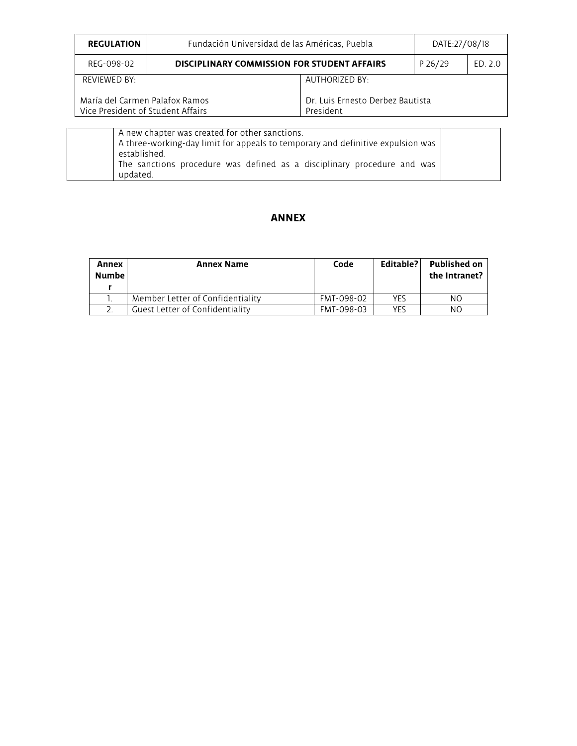| | A new chapter was created for other sanctions.<br>A three-working-day limit for appeals to temporary and definitive expulsion was established.<br>The sanctions procedure was defined as a disciplinary procedure and was updated. | |
|---|---|---|

## ANNEX

| Annex Number | Annex Name | Code | Editable? | Published on the Intranet? |
|---|---|---|---|---|
| 1. | Member Letter of Confidentiality | FMT-098-02 | YES | NO |
| 2. | Guest Letter of Confidentiality | FMT-098-03 | YES | NO |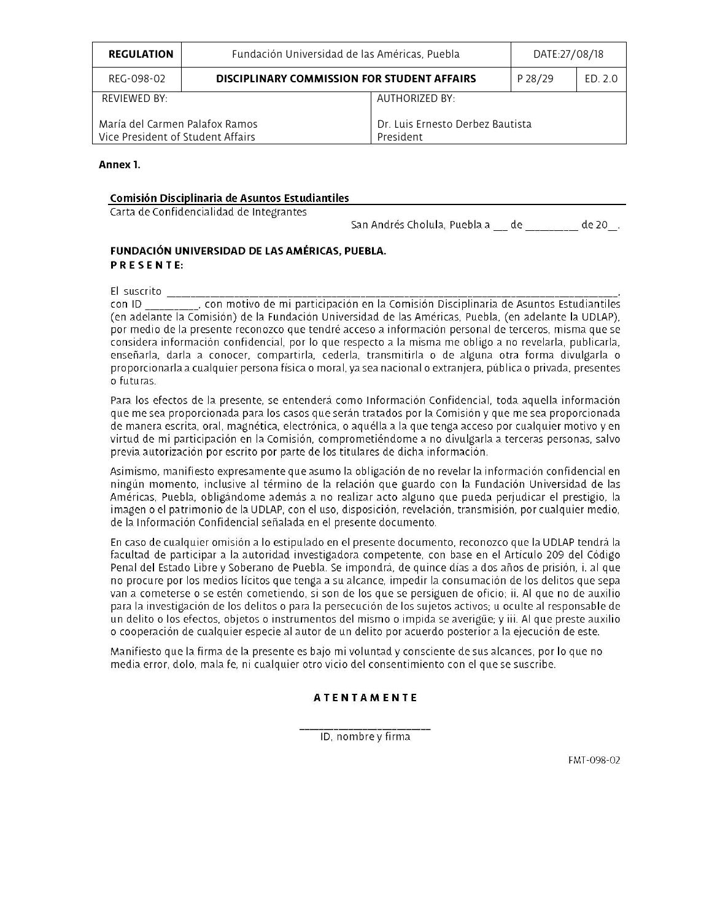**Annex 1.**

**Comisión Disciplinaria de Asuntos Estudiantiles**

Carta de Confidencialidad de Integrantes

San Andrés Cholula, Puebla a ___ de _________ de 20__.

**FUNDACIÓN UNIVERSIDAD DE LAS AMÉRICAS, PUEBLA.**
**P R E S E N T E:**

El suscrito ________________________________________________________________________________________, con ID __________, con motivo de mi participación en la Comisión Disciplinaria de Asuntos Estudiantiles (en adelante la Comisión) de la Fundación Universidad de las Américas, Puebla, (en adelante la UDLAP), por medio de la presente reconozco que tendré acceso a información personal de terceros, misma que se considera información confidencial, por lo que respecto a la misma me obligo a no revelarla, publicarla, enseñarla, darla a conocer, compartirla, cederla, transmitirla o de alguna otra forma divulgarla o proporcionarla a cualquier persona física o moral, ya sea nacional o extranjera, pública o privada, presentes o futuras.

Para los efectos de la presente, se entenderá como Información Confidencial, toda aquella información que me sea proporcionada para los casos que serán tratados por la Comisión y que me sea proporcionada de manera escrita, oral, magnética, electrónica, o aquélla a la que tenga acceso por cualquier motivo y en virtud de mi participación en la Comisión, comprometiéndome a no divulgarla a terceras personas, salvo previa autorización por escrito por parte de los titulares de dicha información.

Asimismo, manifiesto expresamente que asumo la obligación de no revelar la información confidencial en ningún momento, inclusive al término de la relación que guardo con la Fundación Universidad de las Américas, Puebla, obligándome además a no realizar acto alguno que pueda perjudicar el prestigio, la imagen o el patrimonio de la UDLAP, con el uso, disposición, revelación, transmisión, por cualquier medio, de la Información Confidencial señalada en el presente documento.

En caso de cualquier omisión a lo estipulado en el presente documento, reconozco que la UDLAP tendrá la facultad de participar a la autoridad investigadora competente, con base en el Artículo 209 del Código Penal del Estado Libre y Soberano de Puebla. Se impondrá, de quince días a dos años de prisión, i. al que no procure por los medios lícitos que tenga a su alcance, impedir la consumación de los delitos que sepa van a cometerse o se estén cometiendo, si son de los que se persiguen de oficio; ii. Al que no de auxilio para la investigación de los delitos o para la persecución de los sujetos activos; u oculte al responsable de un delito o los efectos, objetos o instrumentos del mismo o impida se averigüe; y iii. Al que preste auxilio o cooperación de cualquier especie al autor de un delito por acuerdo posterior a la ejecución de este.

Manifiesto que la firma de la presente es bajo mi voluntad y consciente de sus alcances, por lo que no media error, dolo, mala fe, ni cualquier otro vicio del consentimiento con el que se suscribe.

**A T E N T A M E N T E**

_______________________

ID, nombre y firma

FMT-098-02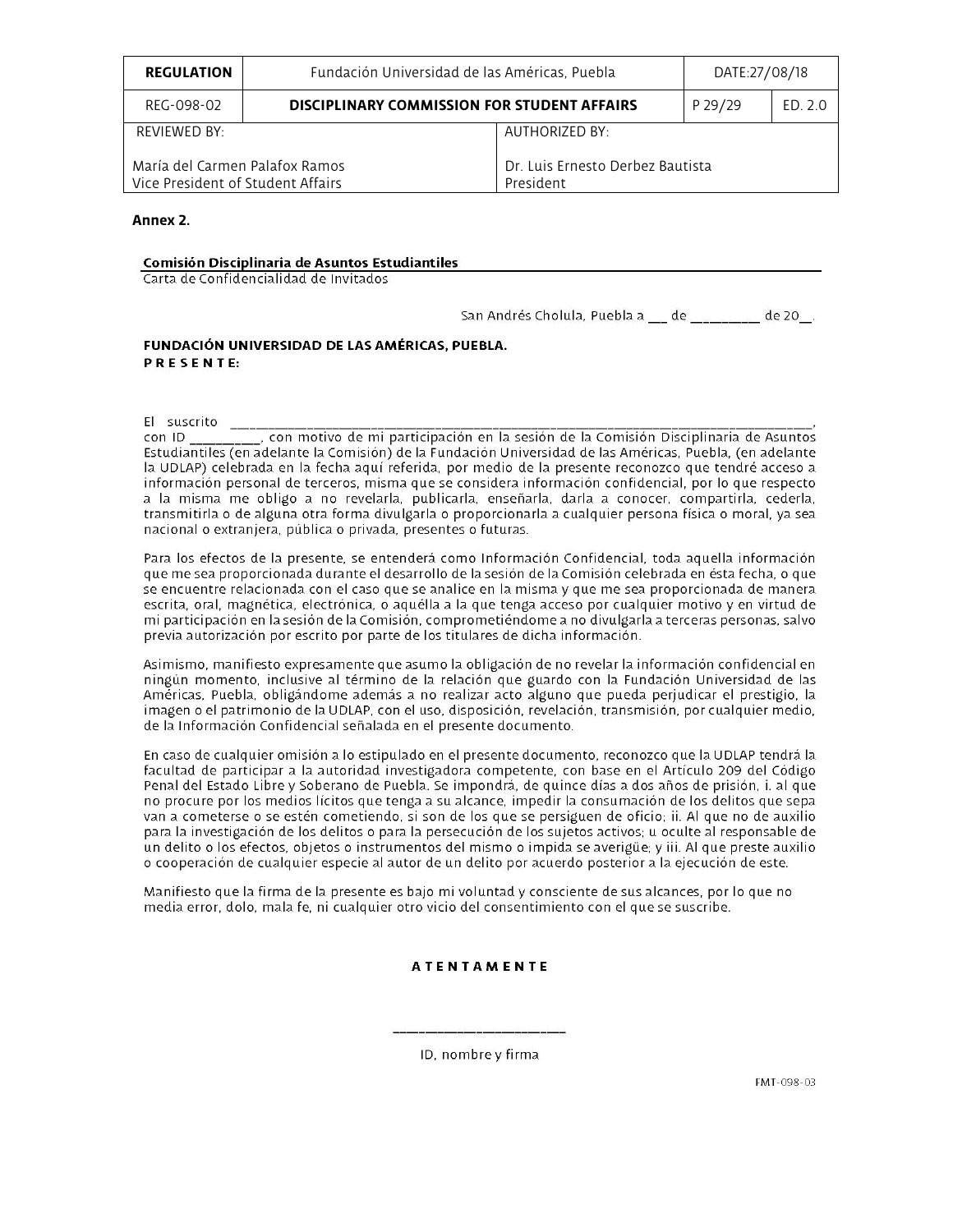**Annex 2.**

**Comisión Disciplinaria de Asuntos Estudiantiles**
Carta de Confidencialidad de Invitados

San Andrés Cholula, Puebla a ___ de _________ de 20__.

**FUNDACIÓN UNIVERSIDAD DE LAS AMÉRICAS, PUEBLA.**
**P R E S E N T E:**

El suscrito ______________________________________________________________________, con ID _________, con motivo de mi participación en la sesión de la Comisión Disciplinaria de Asuntos Estudiantiles (en adelante la Comisión) de la Fundación Universidad de las Américas, Puebla, (en adelante la UDLAP) celebrada en la fecha aquí referida, por medio de la presente reconozco que tendré acceso a información personal de terceros, misma que se considera información confidencial, por lo que respecto a la misma me obligo a no revelarla, publicarla, enseñarla, darla a conocer, compartirla, cederla, transmitirla o de alguna otra forma divulgarla o proporcionarla a cualquier persona física o moral, ya sea nacional o extranjera, pública o privada, presentes o futuras.

Para los efectos de la presente, se entenderá como Información Confidencial, toda aquella información que me sea proporcionada durante el desarrollo de la sesión de la Comisión celebrada en ésta fecha, o que se encuentre relacionada con el caso que se analice en la misma y que me sea proporcionada de manera escrita, oral, magnética, electrónica, o aquélla a la que tenga acceso por cualquier motivo y en virtud de mi participación en la sesión de la Comisión, comprometiéndome a no divulgarla a terceras personas, salvo previa autorización por escrito por parte de los titulares de dicha información.

Asimismo, manifiesto expresamente que asumo la obligación de no revelar la información confidencial en ningún momento, inclusive al término de la relación que guardo con la Fundación Universidad de las Américas, Puebla, obligándome además a no realizar acto alguno que pueda perjudicar el prestigio, la imagen o el patrimonio de la UDLAP, con el uso, disposición, revelación, transmisión, por cualquier medio, de la Información Confidencial señalada en el presente documento.

En caso de cualquier omisión a lo estipulado en el presente documento, reconozco que la UDLAP tendrá la facultad de participar a la autoridad investigadora competente, con base en el Artículo 209 del Código Penal del Estado Libre y Soberano de Puebla. Se impondrá, de quince días a dos años de prisión, i. al que no procure por los medios lícitos que tenga a su alcance, impedir la consumación de los delitos que sepa van a cometerse o se estén cometiendo, si son de los que se persiguen de oficio; ii. Al que no de auxilio para la investigación de los delitos o para la persecución de los sujetos activos; u oculte al responsable de un delito o los efectos, objetos o instrumentos del mismo o impida se averigüe; y iii. Al que preste auxilio o cooperación de cualquier especie al autor de un delito por acuerdo posterior a la ejecución de este.

Manifiesto que la firma de la presente es bajo mi voluntad y consciente de sus alcances, por lo que no media error, dolo, mala fe, ni cualquier otro vicio del consentimiento con el que se suscribe.

**A T E N T A M E N T E**

_______________________

ID, nombre y firma

FMT-098-03